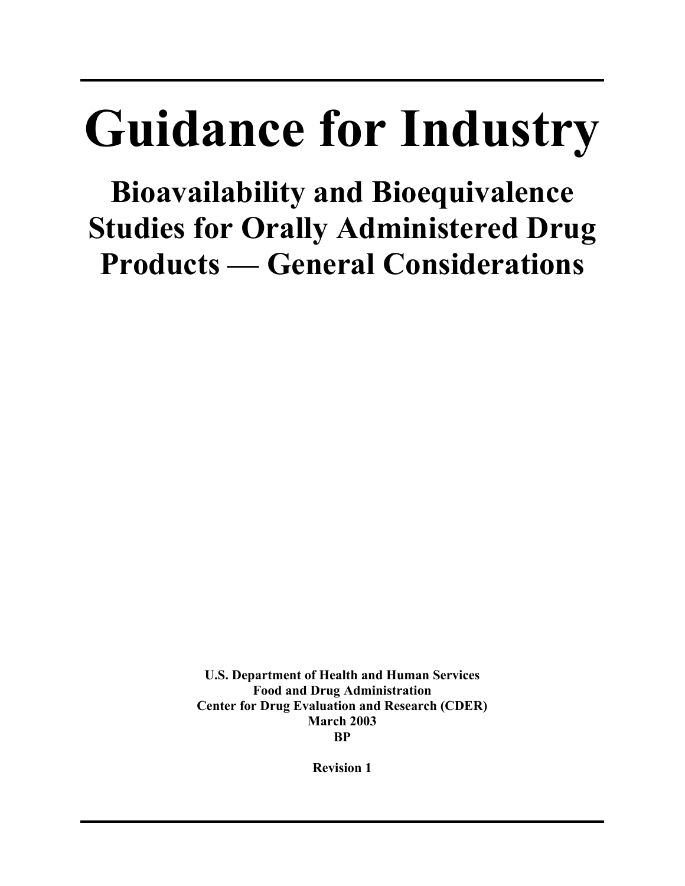# Guidance for Industry

## Bioavailability and Bioequivalence Studies for Orally Administered Drug Products — General Considerations

**U.S. Department of Health and Human Services**
**Food and Drug Administration**
**Center for Drug Evaluation and Research (CDER)**
**March 2003**
**BP**

**Revision 1**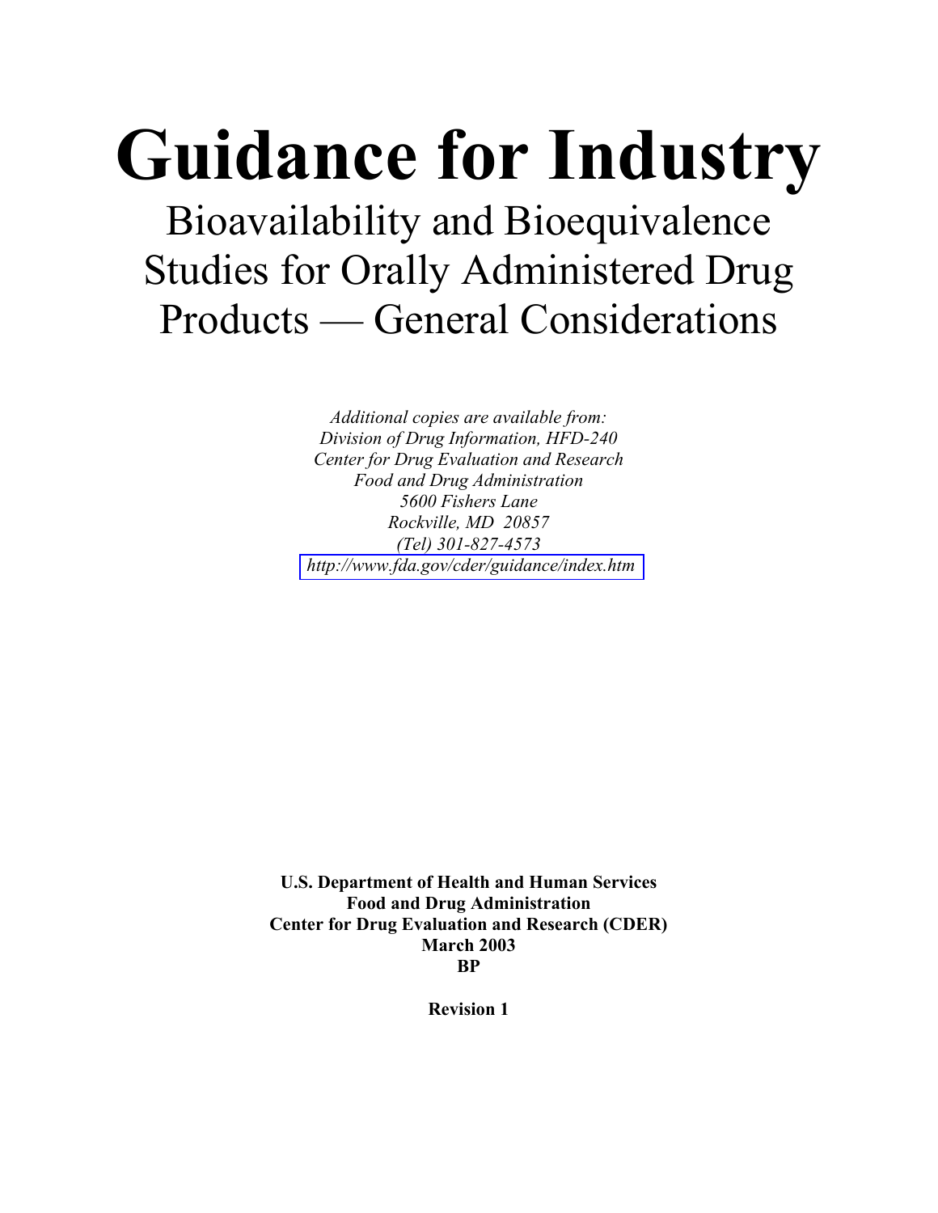# Guidance for Industry

## Bioavailability and Bioequivalence Studies for Orally Administered Drug Products — General Considerations

*Additional copies are available from:*
*Division of Drug Information, HFD-240*
*Center for Drug Evaluation and Research*
*Food and Drug Administration*
*5600 Fishers Lane*
*Rockville, MD 20857*
*(Tel) 301-827-4573*
*http://www.fda.gov/cder/guidance/index.htm*

**U.S. Department of Health and Human Services**
**Food and Drug Administration**
**Center for Drug Evaluation and Research (CDER)**
**March 2003**
**BP**

**Revision 1**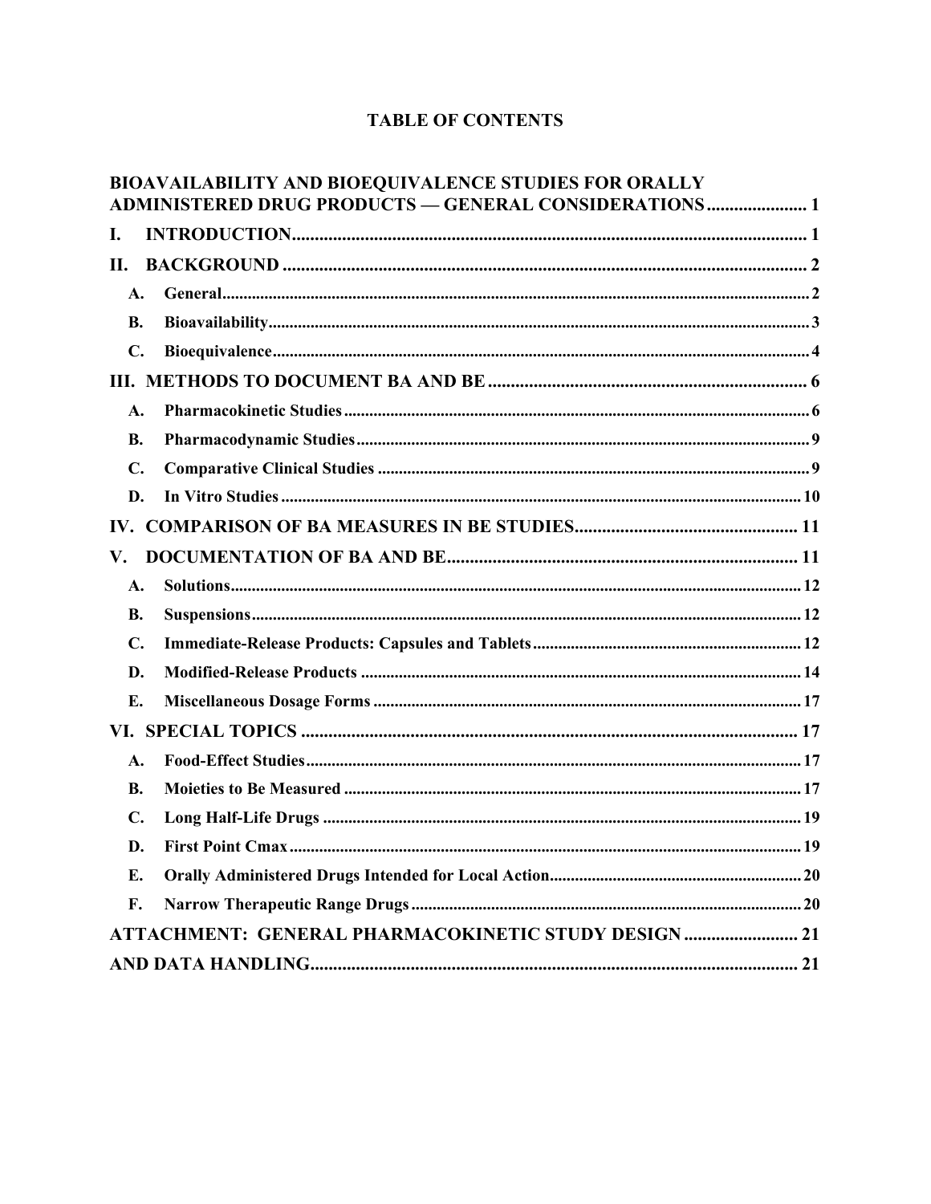# TABLE OF CONTENTS

**BIOAVAILABILITY AND BIOEQUIVALENCE STUDIES FOR ORALLY ADMINISTERED DRUG PRODUCTS — GENERAL CONSIDERATIONS** ...................... 1

**I. INTRODUCTION** ...................... 1

**II. BACKGROUND** ...................... 2

- **A. General** ...................... 2
- **B. Bioavailability** ...................... 3
- **C. Bioequivalence** ...................... 4

**III. METHODS TO DOCUMENT BA AND BE** ...................... 6

- **A. Pharmacokinetic Studies** ...................... 6
- **B. Pharmacodynamic Studies** ...................... 9
- **C. Comparative Clinical Studies** ...................... 9
- **D. In Vitro Studies** ...................... 10

**IV. COMPARISON OF BA MEASURES IN BE STUDIES** ...................... 11

**V. DOCUMENTATION OF BA AND BE** ...................... 11

- **A. Solutions** ...................... 12
- **B. Suspensions** ...................... 12
- **C. Immediate-Release Products: Capsules and Tablets** ...................... 12
- **D. Modified-Release Products** ...................... 14
- **E. Miscellaneous Dosage Forms** ...................... 17

**VI. SPECIAL TOPICS** ...................... 17

- **A. Food-Effect Studies** ...................... 17
- **B. Moieties to Be Measured** ...................... 17
- **C. Long Half-Life Drugs** ...................... 19
- **D. First Point Cmax** ...................... 19
- **E. Orally Administered Drugs Intended for Local Action** ...................... 20
- **F. Narrow Therapeutic Range Drugs** ...................... 20

**ATTACHMENT: GENERAL PHARMACOKINETIC STUDY DESIGN** ...................... 21

**AND DATA HANDLING** ...................... 21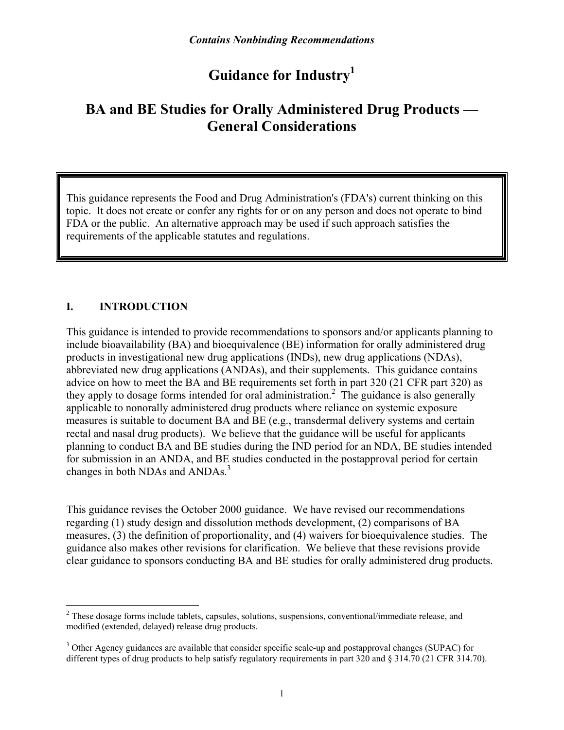*Contains Nonbinding Recommendations*

# Guidance for Industry[1]

# BA and BE Studies for Orally Administered Drug Products — General Considerations

This guidance represents the Food and Drug Administration's (FDA's) current thinking on this topic. It does not create or confer any rights for or on any person and does not operate to bind FDA or the public. An alternative approach may be used if such approach satisfies the requirements of the applicable statutes and regulations.

## I. INTRODUCTION

This guidance is intended to provide recommendations to sponsors and/or applicants planning to include bioavailability (BA) and bioequivalence (BE) information for orally administered drug products in investigational new drug applications (INDs), new drug applications (NDAs), abbreviated new drug applications (ANDAs), and their supplements. This guidance contains advice on how to meet the BA and BE requirements set forth in part 320 (21 CFR part 320) as they apply to dosage forms intended for oral administration.[2] The guidance is also generally applicable to nonorally administered drug products where reliance on systemic exposure measures is suitable to document BA and BE (e.g., transdermal delivery systems and certain rectal and nasal drug products). We believe that the guidance will be useful for applicants planning to conduct BA and BE studies during the IND period for an NDA, BE studies intended for submission in an ANDA, and BE studies conducted in the postapproval period for certain changes in both NDAs and ANDAs.[3]

This guidance revises the October 2000 guidance. We have revised our recommendations regarding (1) study design and dissolution methods development, (2) comparisons of BA measures, (3) the definition of proportionality, and (4) waivers for bioequivalence studies. The guidance also makes other revisions for clarification. We believe that these revisions provide clear guidance to sponsors conducting BA and BE studies for orally administered drug products.

---

[2] These dosage forms include tablets, capsules, solutions, suspensions, conventional/immediate release, and modified (extended, delayed) release drug products.

[3] Other Agency guidances are available that consider specific scale-up and postapproval changes (SUPAC) for different types of drug products to help satisfy regulatory requirements in part 320 and § 314.70 (21 CFR 314.70).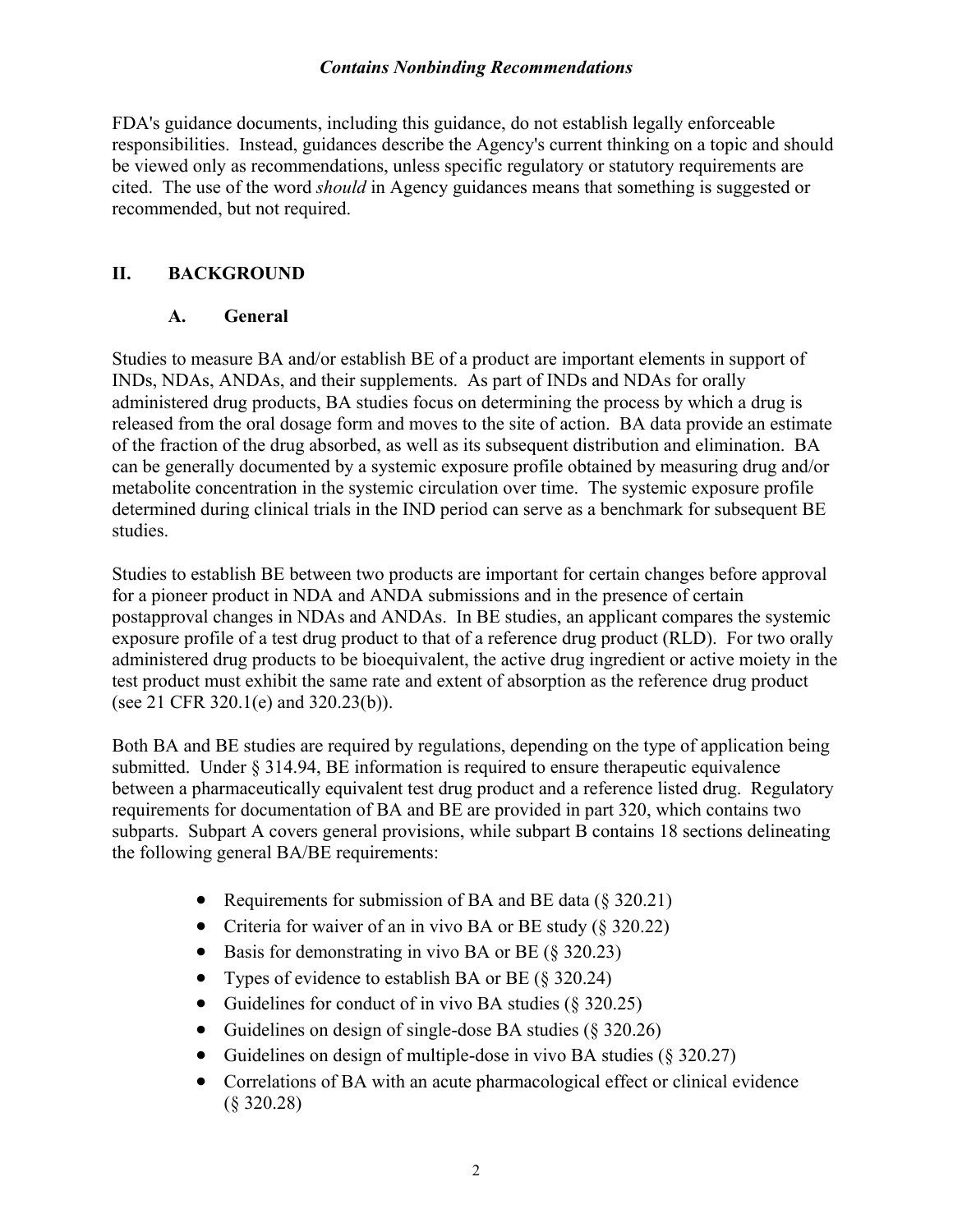FDA's guidance documents, including this guidance, do not establish legally enforceable responsibilities. Instead, guidances describe the Agency's current thinking on a topic and should be viewed only as recommendations, unless specific regulatory or statutory requirements are cited. The use of the word *should* in Agency guidances means that something is suggested or recommended, but not required.

## II. BACKGROUND

### A. General

Studies to measure BA and/or establish BE of a product are important elements in support of INDs, NDAs, ANDAs, and their supplements. As part of INDs and NDAs for orally administered drug products, BA studies focus on determining the process by which a drug is released from the oral dosage form and moves to the site of action. BA data provide an estimate of the fraction of the drug absorbed, as well as its subsequent distribution and elimination. BA can be generally documented by a systemic exposure profile obtained by measuring drug and/or metabolite concentration in the systemic circulation over time. The systemic exposure profile determined during clinical trials in the IND period can serve as a benchmark for subsequent BE studies.

Studies to establish BE between two products are important for certain changes before approval for a pioneer product in NDA and ANDA submissions and in the presence of certain postapproval changes in NDAs and ANDAs. In BE studies, an applicant compares the systemic exposure profile of a test drug product to that of a reference drug product (RLD). For two orally administered drug products to be bioequivalent, the active drug ingredient or active moiety in the test product must exhibit the same rate and extent of absorption as the reference drug product (see 21 CFR 320.1(e) and 320.23(b)).

Both BA and BE studies are required by regulations, depending on the type of application being submitted. Under § 314.94, BE information is required to ensure therapeutic equivalence between a pharmaceutically equivalent test drug product and a reference listed drug. Regulatory requirements for documentation of BA and BE are provided in part 320, which contains two subparts. Subpart A covers general provisions, while subpart B contains 18 sections delineating the following general BA/BE requirements:

- Requirements for submission of BA and BE data (§ 320.21)
- Criteria for waiver of an in vivo BA or BE study (§ 320.22)
- Basis for demonstrating in vivo BA or BE (§ 320.23)
- Types of evidence to establish BA or BE (§ 320.24)
- Guidelines for conduct of in vivo BA studies (§ 320.25)
- Guidelines on design of single-dose BA studies (§ 320.26)
- Guidelines on design of multiple-dose in vivo BA studies (§ 320.27)
- Correlations of BA with an acute pharmacological effect or clinical evidence (§ 320.28)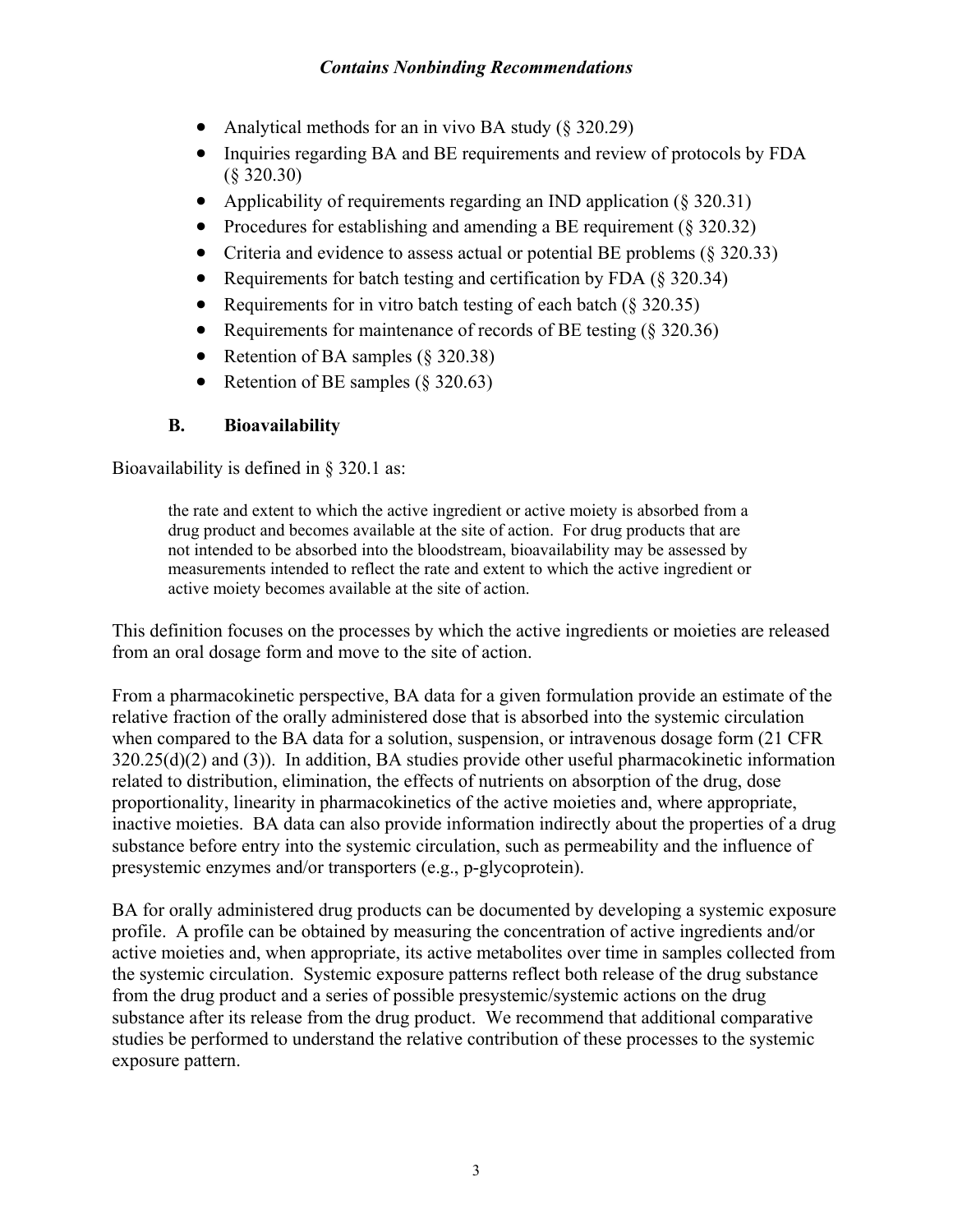- Analytical methods for an in vivo BA study (§ 320.29)
- Inquiries regarding BA and BE requirements and review of protocols by FDA (§ 320.30)
- Applicability of requirements regarding an IND application (§ 320.31)
- Procedures for establishing and amending a BE requirement (§ 320.32)
- Criteria and evidence to assess actual or potential BE problems (§ 320.33)
- Requirements for batch testing and certification by FDA (§ 320.34)
- Requirements for in vitro batch testing of each batch (§ 320.35)
- Requirements for maintenance of records of BE testing (§ 320.36)
- Retention of BA samples (§ 320.38)
- Retention of BE samples (§ 320.63)

### B. Bioavailability

Bioavailability is defined in § 320.1 as:

> the rate and extent to which the active ingredient or active moiety is absorbed from a drug product and becomes available at the site of action. For drug products that are not intended to be absorbed into the bloodstream, bioavailability may be assessed by measurements intended to reflect the rate and extent to which the active ingredient or active moiety becomes available at the site of action.

This definition focuses on the processes by which the active ingredients or moieties are released from an oral dosage form and move to the site of action.

From a pharmacokinetic perspective, BA data for a given formulation provide an estimate of the relative fraction of the orally administered dose that is absorbed into the systemic circulation when compared to the BA data for a solution, suspension, or intravenous dosage form (21 CFR 320.25(d)(2) and (3)). In addition, BA studies provide other useful pharmacokinetic information related to distribution, elimination, the effects of nutrients on absorption of the drug, dose proportionality, linearity in pharmacokinetics of the active moieties and, where appropriate, inactive moieties. BA data can also provide information indirectly about the properties of a drug substance before entry into the systemic circulation, such as permeability and the influence of presystemic enzymes and/or transporters (e.g., p-glycoprotein).

BA for orally administered drug products can be documented by developing a systemic exposure profile. A profile can be obtained by measuring the concentration of active ingredients and/or active moieties and, when appropriate, its active metabolites over time in samples collected from the systemic circulation. Systemic exposure patterns reflect both release of the drug substance from the drug product and a series of possible presystemic/systemic actions on the drug substance after its release from the drug product. We recommend that additional comparative studies be performed to understand the relative contribution of these processes to the systemic exposure pattern.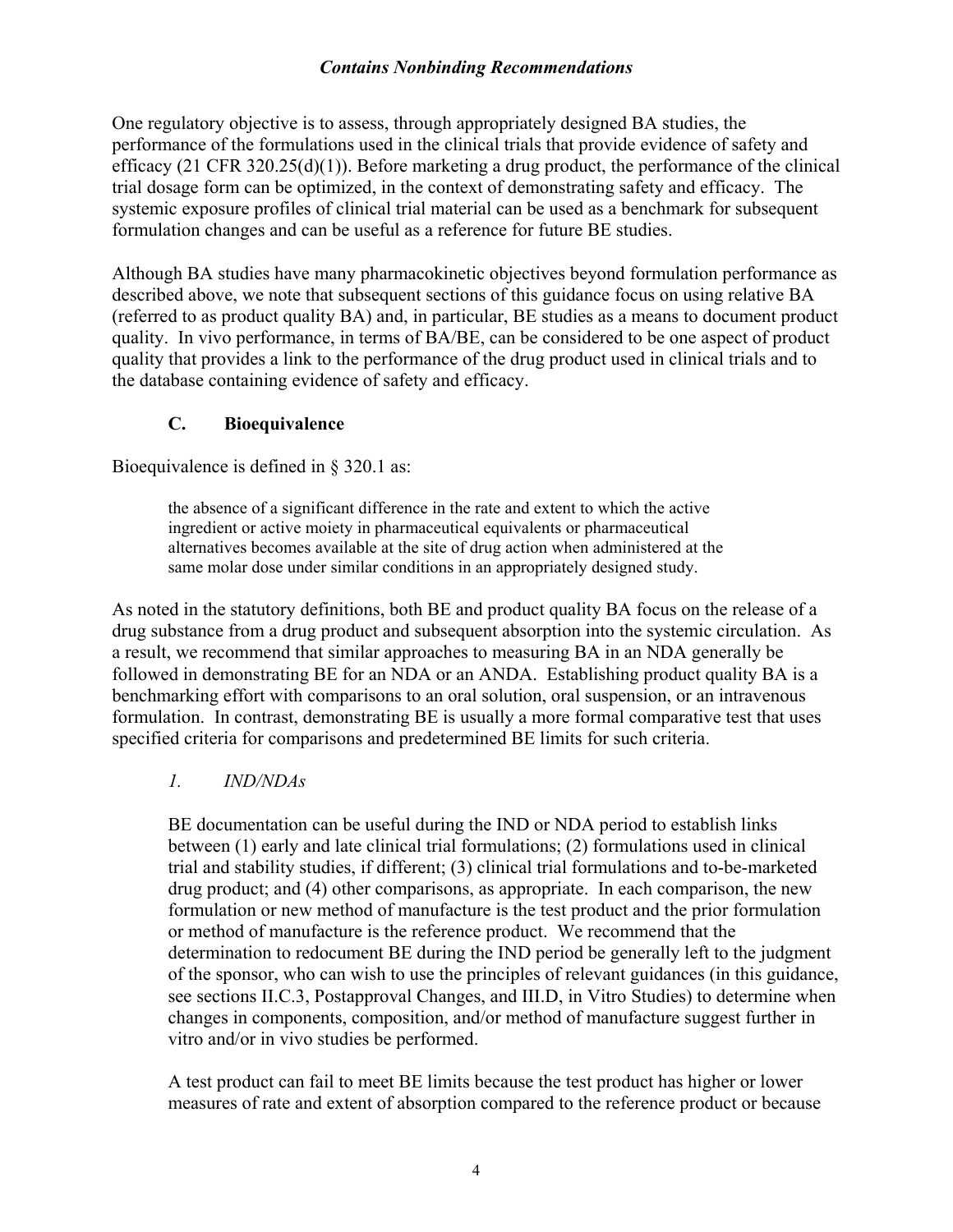One regulatory objective is to assess, through appropriately designed BA studies, the performance of the formulations used in the clinical trials that provide evidence of safety and efficacy (21 CFR 320.25(d)(1)). Before marketing a drug product, the performance of the clinical trial dosage form can be optimized, in the context of demonstrating safety and efficacy. The systemic exposure profiles of clinical trial material can be used as a benchmark for subsequent formulation changes and can be useful as a reference for future BE studies.

Although BA studies have many pharmacokinetic objectives beyond formulation performance as described above, we note that subsequent sections of this guidance focus on using relative BA (referred to as product quality BA) and, in particular, BE studies as a means to document product quality. In vivo performance, in terms of BA/BE, can be considered to be one aspect of product quality that provides a link to the performance of the drug product used in clinical trials and to the database containing evidence of safety and efficacy.

### C. Bioequivalence

Bioequivalence is defined in § 320.1 as:

> the absence of a significant difference in the rate and extent to which the active ingredient or active moiety in pharmaceutical equivalents or pharmaceutical alternatives becomes available at the site of drug action when administered at the same molar dose under similar conditions in an appropriately designed study.

As noted in the statutory definitions, both BE and product quality BA focus on the release of a drug substance from a drug product and subsequent absorption into the systemic circulation. As a result, we recommend that similar approaches to measuring BA in an NDA generally be followed in demonstrating BE for an NDA or an ANDA. Establishing product quality BA is a benchmarking effort with comparisons to an oral solution, oral suspension, or an intravenous formulation. In contrast, demonstrating BE is usually a more formal comparative test that uses specified criteria for comparisons and predetermined BE limits for such criteria.

#### *1. IND/NDAs*

BE documentation can be useful during the IND or NDA period to establish links between (1) early and late clinical trial formulations; (2) formulations used in clinical trial and stability studies, if different; (3) clinical trial formulations and to-be-marketed drug product; and (4) other comparisons, as appropriate. In each comparison, the new formulation or new method of manufacture is the test product and the prior formulation or method of manufacture is the reference product. We recommend that the determination to redocument BE during the IND period be generally left to the judgment of the sponsor, who can wish to use the principles of relevant guidances (in this guidance, see sections II.C.3, Postapproval Changes, and III.D, in Vitro Studies) to determine when changes in components, composition, and/or method of manufacture suggest further in vitro and/or in vivo studies be performed.

A test product can fail to meet BE limits because the test product has higher or lower measures of rate and extent of absorption compared to the reference product or because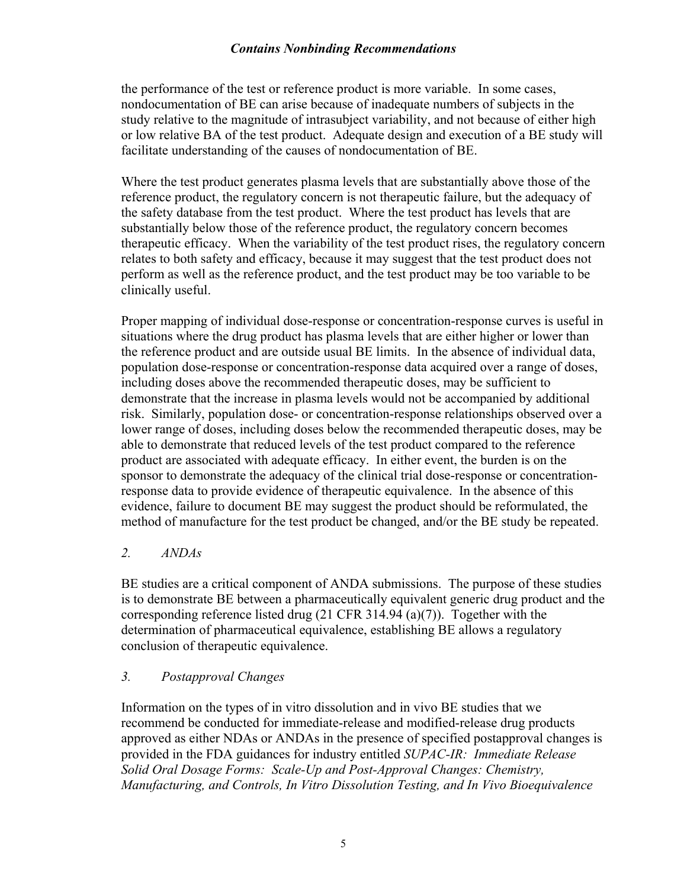the performance of the test or reference product is more variable. In some cases, nondocumentation of BE can arise because of inadequate numbers of subjects in the study relative to the magnitude of intrasubject variability, and not because of either high or low relative BA of the test product. Adequate design and execution of a BE study will facilitate understanding of the causes of nondocumentation of BE.

Where the test product generates plasma levels that are substantially above those of the reference product, the regulatory concern is not therapeutic failure, but the adequacy of the safety database from the test product. Where the test product has levels that are substantially below those of the reference product, the regulatory concern becomes therapeutic efficacy. When the variability of the test product rises, the regulatory concern relates to both safety and efficacy, because it may suggest that the test product does not perform as well as the reference product, and the test product may be too variable to be clinically useful.

Proper mapping of individual dose-response or concentration-response curves is useful in situations where the drug product has plasma levels that are either higher or lower than the reference product and are outside usual BE limits. In the absence of individual data, population dose-response or concentration-response data acquired over a range of doses, including doses above the recommended therapeutic doses, may be sufficient to demonstrate that the increase in plasma levels would not be accompanied by additional risk. Similarly, population dose- or concentration-response relationships observed over a lower range of doses, including doses below the recommended therapeutic doses, may be able to demonstrate that reduced levels of the test product compared to the reference product are associated with adequate efficacy. In either event, the burden is on the sponsor to demonstrate the adequacy of the clinical trial dose-response or concentration-response data to provide evidence of therapeutic equivalence. In the absence of this evidence, failure to document BE may suggest the product should be reformulated, the method of manufacture for the test product be changed, and/or the BE study be repeated.

### *2. ANDAs*

BE studies are a critical component of ANDA submissions. The purpose of these studies is to demonstrate BE between a pharmaceutically equivalent generic drug product and the corresponding reference listed drug (21 CFR 314.94 (a)(7)). Together with the determination of pharmaceutical equivalence, establishing BE allows a regulatory conclusion of therapeutic equivalence.

### *3. Postapproval Changes*

Information on the types of in vitro dissolution and in vivo BE studies that we recommend be conducted for immediate-release and modified-release drug products approved as either NDAs or ANDAs in the presence of specified postapproval changes is provided in the FDA guidances for industry entitled *SUPAC-IR: Immediate Release Solid Oral Dosage Forms: Scale-Up and Post-Approval Changes: Chemistry, Manufacturing, and Controls, In Vitro Dissolution Testing, and In Vivo Bioequivalence*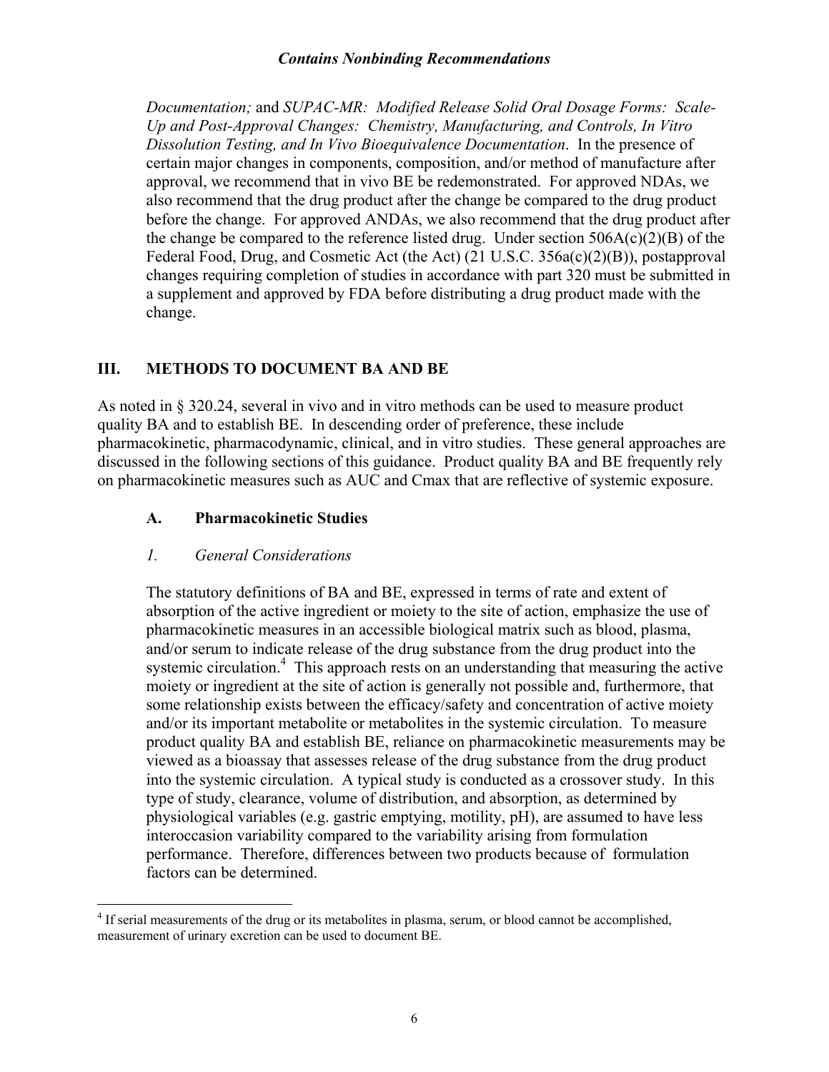*Documentation;* and *SUPAC-MR: Modified Release Solid Oral Dosage Forms: Scale-Up and Post-Approval Changes: Chemistry, Manufacturing, and Controls, In Vitro Dissolution Testing, and In Vivo Bioequivalence Documentation*. In the presence of certain major changes in components, composition, and/or method of manufacture after approval, we recommend that in vivo BE be redemonstrated. For approved NDAs, we also recommend that the drug product after the change be compared to the drug product before the change. For approved ANDAs, we also recommend that the drug product after the change be compared to the reference listed drug. Under section 506A(c)(2)(B) of the Federal Food, Drug, and Cosmetic Act (the Act) (21 U.S.C. 356a(c)(2)(B)), postapproval changes requiring completion of studies in accordance with part 320 must be submitted in a supplement and approved by FDA before distributing a drug product made with the change.

## III. METHODS TO DOCUMENT BA AND BE

As noted in § 320.24, several in vivo and in vitro methods can be used to measure product quality BA and to establish BE. In descending order of preference, these include pharmacokinetic, pharmacodynamic, clinical, and in vitro studies. These general approaches are discussed in the following sections of this guidance. Product quality BA and BE frequently rely on pharmacokinetic measures such as AUC and Cmax that are reflective of systemic exposure.

### A. Pharmacokinetic Studies

#### *1. General Considerations*

The statutory definitions of BA and BE, expressed in terms of rate and extent of absorption of the active ingredient or moiety to the site of action, emphasize the use of pharmacokinetic measures in an accessible biological matrix such as blood, plasma, and/or serum to indicate release of the drug substance from the drug product into the systemic circulation.[4] This approach rests on an understanding that measuring the active moiety or ingredient at the site of action is generally not possible and, furthermore, that some relationship exists between the efficacy/safety and concentration of active moiety and/or its important metabolite or metabolites in the systemic circulation. To measure product quality BA and establish BE, reliance on pharmacokinetic measurements may be viewed as a bioassay that assesses release of the drug substance from the drug product into the systemic circulation. A typical study is conducted as a crossover study. In this type of study, clearance, volume of distribution, and absorption, as determined by physiological variables (e.g. gastric emptying, motility, pH), are assumed to have less interoccasion variability compared to the variability arising from formulation performance. Therefore, differences between two products because of formulation factors can be determined.

[4] If serial measurements of the drug or its metabolites in plasma, serum, or blood cannot be accomplished, measurement of urinary excretion can be used to document BE.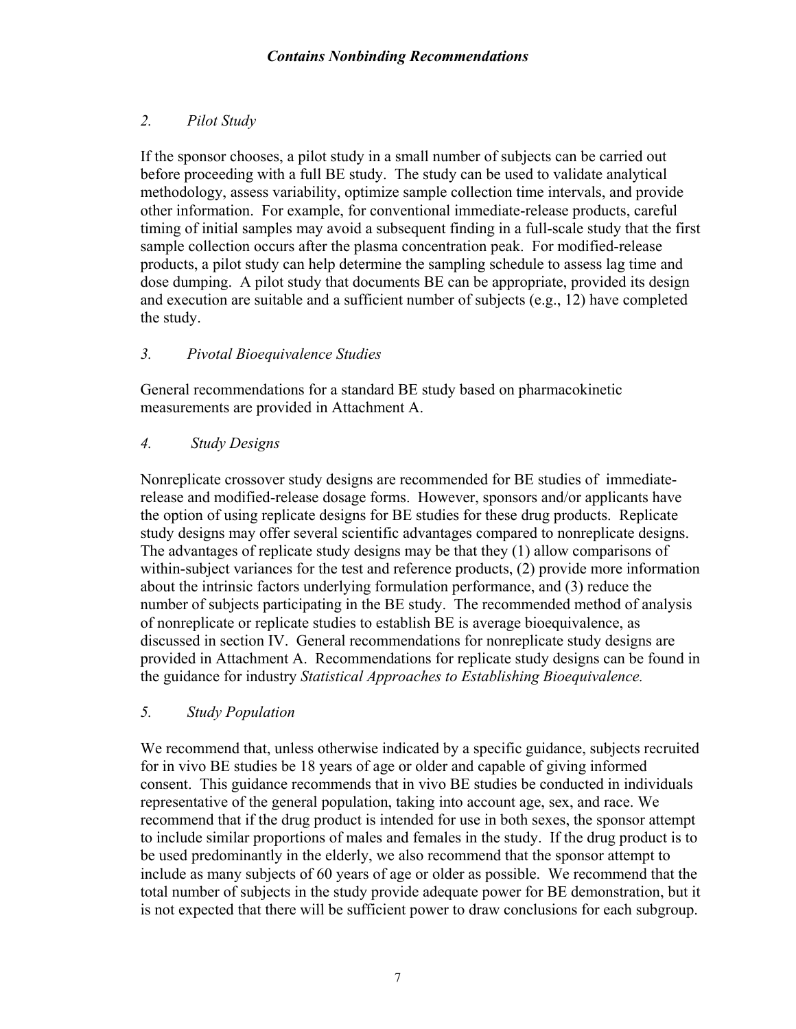### *2. Pilot Study*

If the sponsor chooses, a pilot study in a small number of subjects can be carried out before proceeding with a full BE study. The study can be used to validate analytical methodology, assess variability, optimize sample collection time intervals, and provide other information. For example, for conventional immediate-release products, careful timing of initial samples may avoid a subsequent finding in a full-scale study that the first sample collection occurs after the plasma concentration peak. For modified-release products, a pilot study can help determine the sampling schedule to assess lag time and dose dumping. A pilot study that documents BE can be appropriate, provided its design and execution are suitable and a sufficient number of subjects (e.g., 12) have completed the study.

### *3. Pivotal Bioequivalence Studies*

General recommendations for a standard BE study based on pharmacokinetic measurements are provided in Attachment A.

### *4. Study Designs*

Nonreplicate crossover study designs are recommended for BE studies of immediate-release and modified-release dosage forms. However, sponsors and/or applicants have the option of using replicate designs for BE studies for these drug products. Replicate study designs may offer several scientific advantages compared to nonreplicate designs. The advantages of replicate study designs may be that they (1) allow comparisons of within-subject variances for the test and reference products, (2) provide more information about the intrinsic factors underlying formulation performance, and (3) reduce the number of subjects participating in the BE study. The recommended method of analysis of nonreplicate or replicate studies to establish BE is average bioequivalence, as discussed in section IV. General recommendations for nonreplicate study designs are provided in Attachment A. Recommendations for replicate study designs can be found in the guidance for industry *Statistical Approaches to Establishing Bioequivalence.*

### *5. Study Population*

We recommend that, unless otherwise indicated by a specific guidance, subjects recruited for in vivo BE studies be 18 years of age or older and capable of giving informed consent. This guidance recommends that in vivo BE studies be conducted in individuals representative of the general population, taking into account age, sex, and race. We recommend that if the drug product is intended for use in both sexes, the sponsor attempt to include similar proportions of males and females in the study. If the drug product is to be used predominantly in the elderly, we also recommend that the sponsor attempt to include as many subjects of 60 years of age or older as possible. We recommend that the total number of subjects in the study provide adequate power for BE demonstration, but it is not expected that there will be sufficient power to draw conclusions for each subgroup.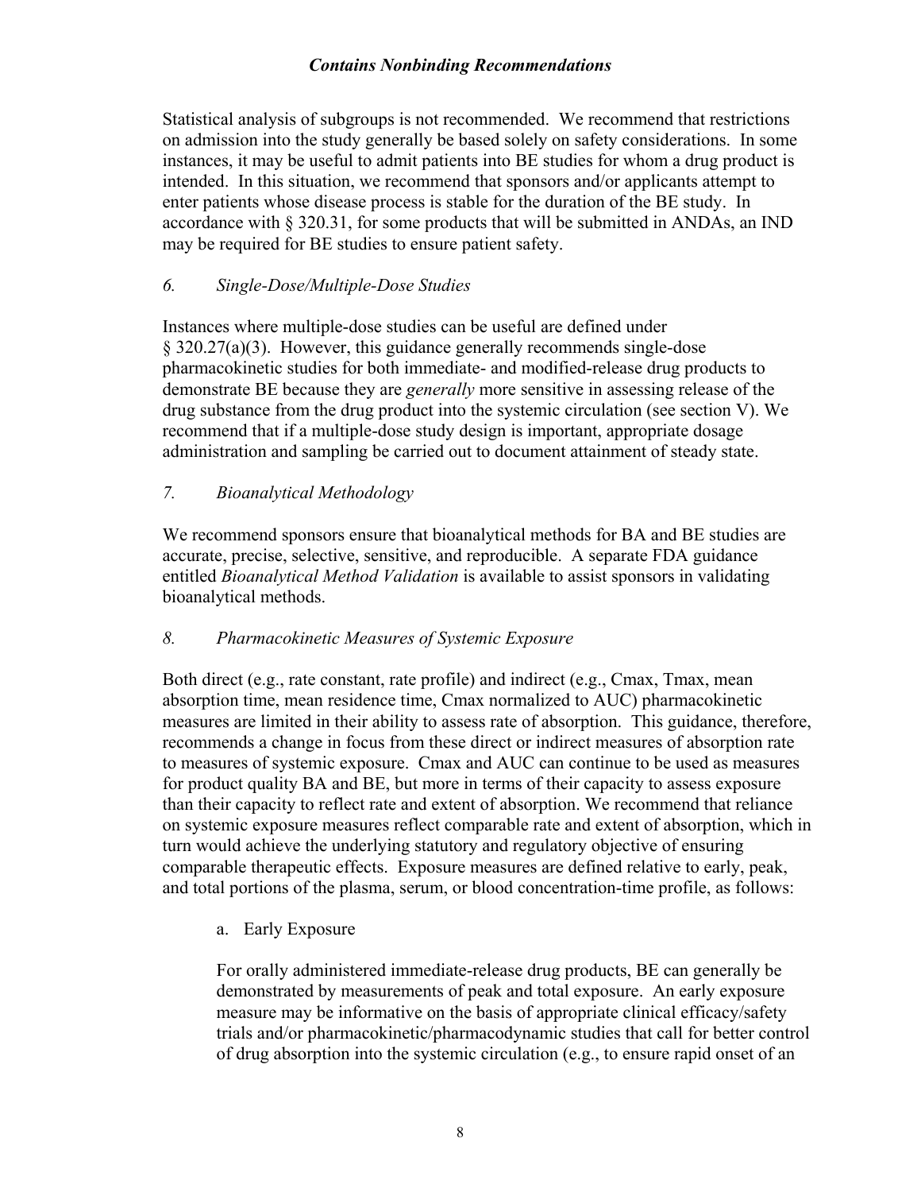Statistical analysis of subgroups is not recommended. We recommend that restrictions on admission into the study generally be based solely on safety considerations. In some instances, it may be useful to admit patients into BE studies for whom a drug product is intended. In this situation, we recommend that sponsors and/or applicants attempt to enter patients whose disease process is stable for the duration of the BE study. In accordance with § 320.31, for some products that will be submitted in ANDAs, an IND may be required for BE studies to ensure patient safety.

### *6. Single-Dose/Multiple-Dose Studies*

Instances where multiple-dose studies can be useful are defined under § 320.27(a)(3). However, this guidance generally recommends single-dose pharmacokinetic studies for both immediate- and modified-release drug products to demonstrate BE because they are *generally* more sensitive in assessing release of the drug substance from the drug product into the systemic circulation (see section V). We recommend that if a multiple-dose study design is important, appropriate dosage administration and sampling be carried out to document attainment of steady state.

### *7. Bioanalytical Methodology*

We recommend sponsors ensure that bioanalytical methods for BA and BE studies are accurate, precise, selective, sensitive, and reproducible. A separate FDA guidance entitled *Bioanalytical Method Validation* is available to assist sponsors in validating bioanalytical methods.

### *8. Pharmacokinetic Measures of Systemic Exposure*

Both direct (e.g., rate constant, rate profile) and indirect (e.g., Cmax, Tmax, mean absorption time, mean residence time, Cmax normalized to AUC) pharmacokinetic measures are limited in their ability to assess rate of absorption. This guidance, therefore, recommends a change in focus from these direct or indirect measures of absorption rate to measures of systemic exposure. Cmax and AUC can continue to be used as measures for product quality BA and BE, but more in terms of their capacity to assess exposure than their capacity to reflect rate and extent of absorption. We recommend that reliance on systemic exposure measures reflect comparable rate and extent of absorption, which in turn would achieve the underlying statutory and regulatory objective of ensuring comparable therapeutic effects. Exposure measures are defined relative to early, peak, and total portions of the plasma, serum, or blood concentration-time profile, as follows:

a. Early Exposure

For orally administered immediate-release drug products, BE can generally be demonstrated by measurements of peak and total exposure. An early exposure measure may be informative on the basis of appropriate clinical efficacy/safety trials and/or pharmacokinetic/pharmacodynamic studies that call for better control of drug absorption into the systemic circulation (e.g., to ensure rapid onset of an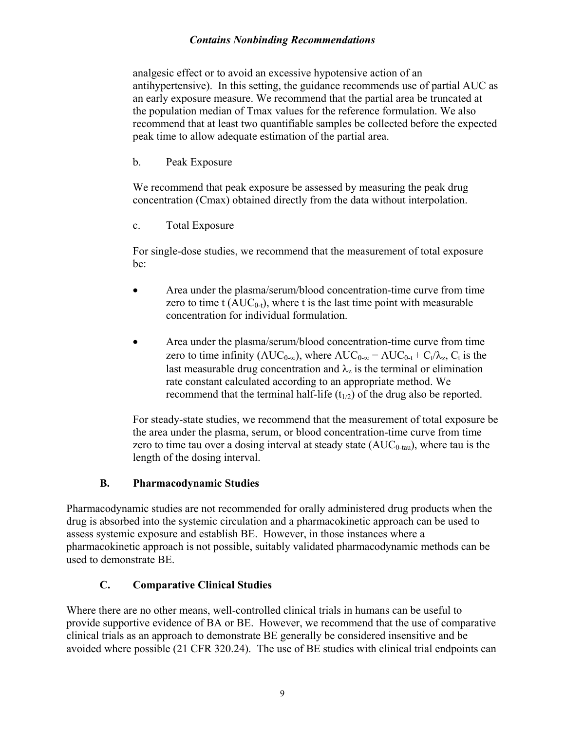analgesic effect or to avoid an excessive hypotensive action of an antihypertensive). In this setting, the guidance recommends use of partial AUC as an early exposure measure. We recommend that the partial area be truncated at the population median of Tmax values for the reference formulation. We also recommend that at least two quantifiable samples be collected before the expected peak time to allow adequate estimation of the partial area.

b. Peak Exposure

We recommend that peak exposure be assessed by measuring the peak drug concentration (Cmax) obtained directly from the data without interpolation.

c. Total Exposure

For single-dose studies, we recommend that the measurement of total exposure be:

- Area under the plasma/serum/blood concentration-time curve from time zero to time t ($AUC_{0-t}$), where t is the last time point with measurable concentration for individual formulation.
- Area under the plasma/serum/blood concentration-time curve from time zero to time infinity ($AUC_{0-\infty}$), where $AUC_{0-\infty} = AUC_{0-t} + C_t/\lambda_z$, $C_t$ is the last measurable drug concentration and $\lambda_z$ is the terminal or elimination rate constant calculated according to an appropriate method. We recommend that the terminal half-life ($t_{1/2}$) of the drug also be reported.

For steady-state studies, we recommend that the measurement of total exposure be the area under the plasma, serum, or blood concentration-time curve from time zero to time tau over a dosing interval at steady state ($AUC_{0-tau}$), where tau is the length of the dosing interval.

### B. Pharmacodynamic Studies

Pharmacodynamic studies are not recommended for orally administered drug products when the drug is absorbed into the systemic circulation and a pharmacokinetic approach can be used to assess systemic exposure and establish BE. However, in those instances where a pharmacokinetic approach is not possible, suitably validated pharmacodynamic methods can be used to demonstrate BE.

### C. Comparative Clinical Studies

Where there are no other means, well-controlled clinical trials in humans can be useful to provide supportive evidence of BA or BE. However, we recommend that the use of comparative clinical trials as an approach to demonstrate BE generally be considered insensitive and be avoided where possible (21 CFR 320.24). The use of BE studies with clinical trial endpoints can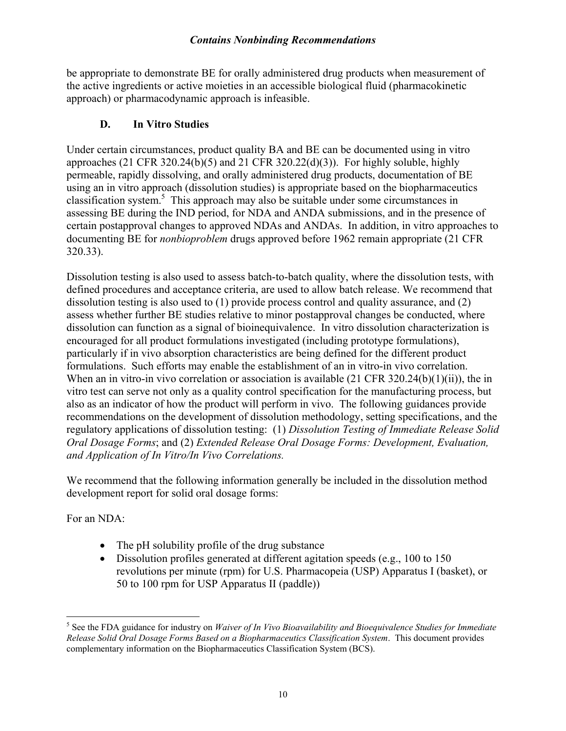be appropriate to demonstrate BE for orally administered drug products when measurement of the active ingredients or active moieties in an accessible biological fluid (pharmacokinetic approach) or pharmacodynamic approach is infeasible.

### D. In Vitro Studies

Under certain circumstances, product quality BA and BE can be documented using in vitro approaches (21 CFR 320.24(b)(5) and 21 CFR 320.22(d)(3)). For highly soluble, highly permeable, rapidly dissolving, and orally administered drug products, documentation of BE using an in vitro approach (dissolution studies) is appropriate based on the biopharmaceutics classification system.[5] This approach may also be suitable under some circumstances in assessing BE during the IND period, for NDA and ANDA submissions, and in the presence of certain postapproval changes to approved NDAs and ANDAs. In addition, in vitro approaches to documenting BE for *nonbioproblem* drugs approved before 1962 remain appropriate (21 CFR 320.33).

Dissolution testing is also used to assess batch-to-batch quality, where the dissolution tests, with defined procedures and acceptance criteria, are used to allow batch release. We recommend that dissolution testing is also used to (1) provide process control and quality assurance, and (2) assess whether further BE studies relative to minor postapproval changes be conducted, where dissolution can function as a signal of bioinequivalence. In vitro dissolution characterization is encouraged for all product formulations investigated (including prototype formulations), particularly if in vivo absorption characteristics are being defined for the different product formulations. Such efforts may enable the establishment of an in vitro-in vivo correlation. When an in vitro-in vivo correlation or association is available (21 CFR 320.24(b)(1)(ii)), the in vitro test can serve not only as a quality control specification for the manufacturing process, but also as an indicator of how the product will perform in vivo. The following guidances provide recommendations on the development of dissolution methodology, setting specifications, and the regulatory applications of dissolution testing: (1) *Dissolution Testing of Immediate Release Solid Oral Dosage Forms*; and (2) *Extended Release Oral Dosage Forms: Development, Evaluation, and Application of In Vitro/In Vivo Correlations.*

We recommend that the following information generally be included in the dissolution method development report for solid oral dosage forms:

For an NDA:

- The pH solubility profile of the drug substance
- Dissolution profiles generated at different agitation speeds (e.g., 100 to 150 revolutions per minute (rpm) for U.S. Pharmacopeia (USP) Apparatus I (basket), or 50 to 100 rpm for USP Apparatus II (paddle))

---

[5] See the FDA guidance for industry on *Waiver of In Vivo Bioavailability and Bioequivalence Studies for Immediate Release Solid Oral Dosage Forms Based on a Biopharmaceutics Classification System*. This document provides complementary information on the Biopharmaceutics Classification System (BCS).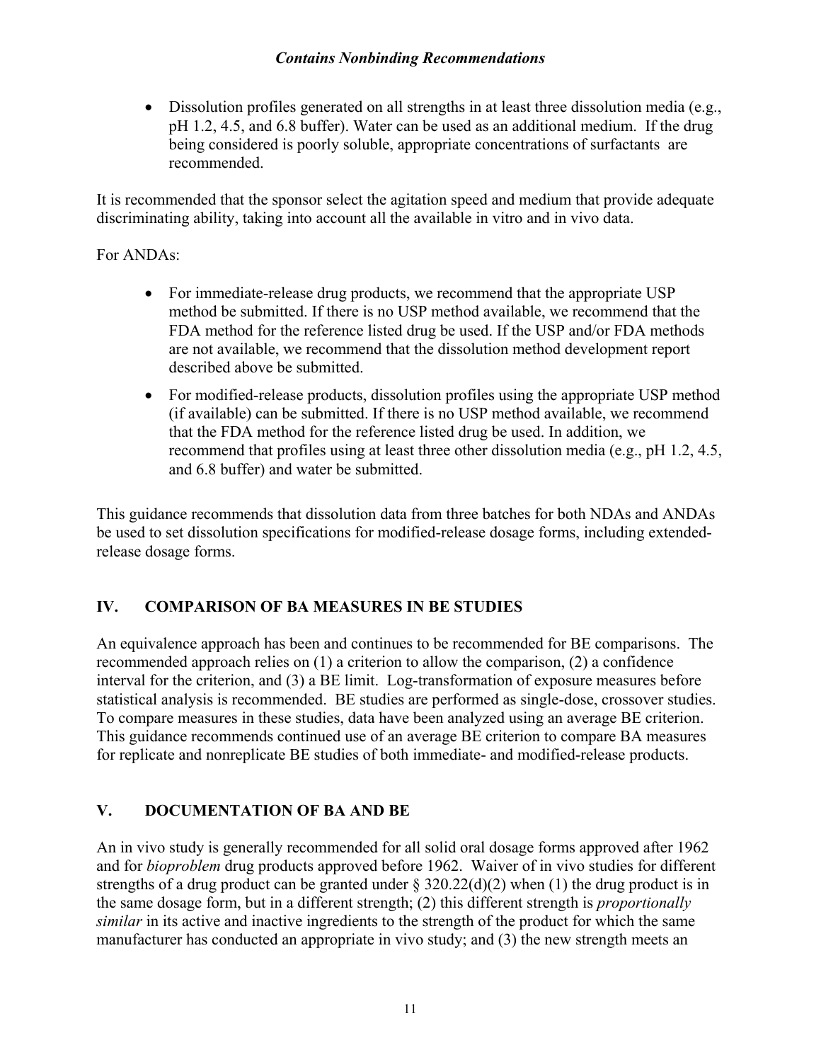- Dissolution profiles generated on all strengths in at least three dissolution media (e.g., pH 1.2, 4.5, and 6.8 buffer). Water can be used as an additional medium. If the drug being considered is poorly soluble, appropriate concentrations of surfactants are recommended.

It is recommended that the sponsor select the agitation speed and medium that provide adequate discriminating ability, taking into account all the available in vitro and in vivo data.

For ANDAs:

- For immediate-release drug products, we recommend that the appropriate USP method be submitted. If there is no USP method available, we recommend that the FDA method for the reference listed drug be used. If the USP and/or FDA methods are not available, we recommend that the dissolution method development report described above be submitted.
- For modified-release products, dissolution profiles using the appropriate USP method (if available) can be submitted. If there is no USP method available, we recommend that the FDA method for the reference listed drug be used. In addition, we recommend that profiles using at least three other dissolution media (e.g., pH 1.2, 4.5, and 6.8 buffer) and water be submitted.

This guidance recommends that dissolution data from three batches for both NDAs and ANDAs be used to set dissolution specifications for modified-release dosage forms, including extended-release dosage forms.

## IV. COMPARISON OF BA MEASURES IN BE STUDIES

An equivalence approach has been and continues to be recommended for BE comparisons. The recommended approach relies on (1) a criterion to allow the comparison, (2) a confidence interval for the criterion, and (3) a BE limit. Log-transformation of exposure measures before statistical analysis is recommended. BE studies are performed as single-dose, crossover studies. To compare measures in these studies, data have been analyzed using an average BE criterion. This guidance recommends continued use of an average BE criterion to compare BA measures for replicate and nonreplicate BE studies of both immediate- and modified-release products.

## V. DOCUMENTATION OF BA AND BE

An in vivo study is generally recommended for all solid oral dosage forms approved after 1962 and for *bioproblem* drug products approved before 1962. Waiver of in vivo studies for different strengths of a drug product can be granted under § 320.22(d)(2) when (1) the drug product is in the same dosage form, but in a different strength; (2) this different strength is *proportionally similar* in its active and inactive ingredients to the strength of the product for which the same manufacturer has conducted an appropriate in vivo study; and (3) the new strength meets an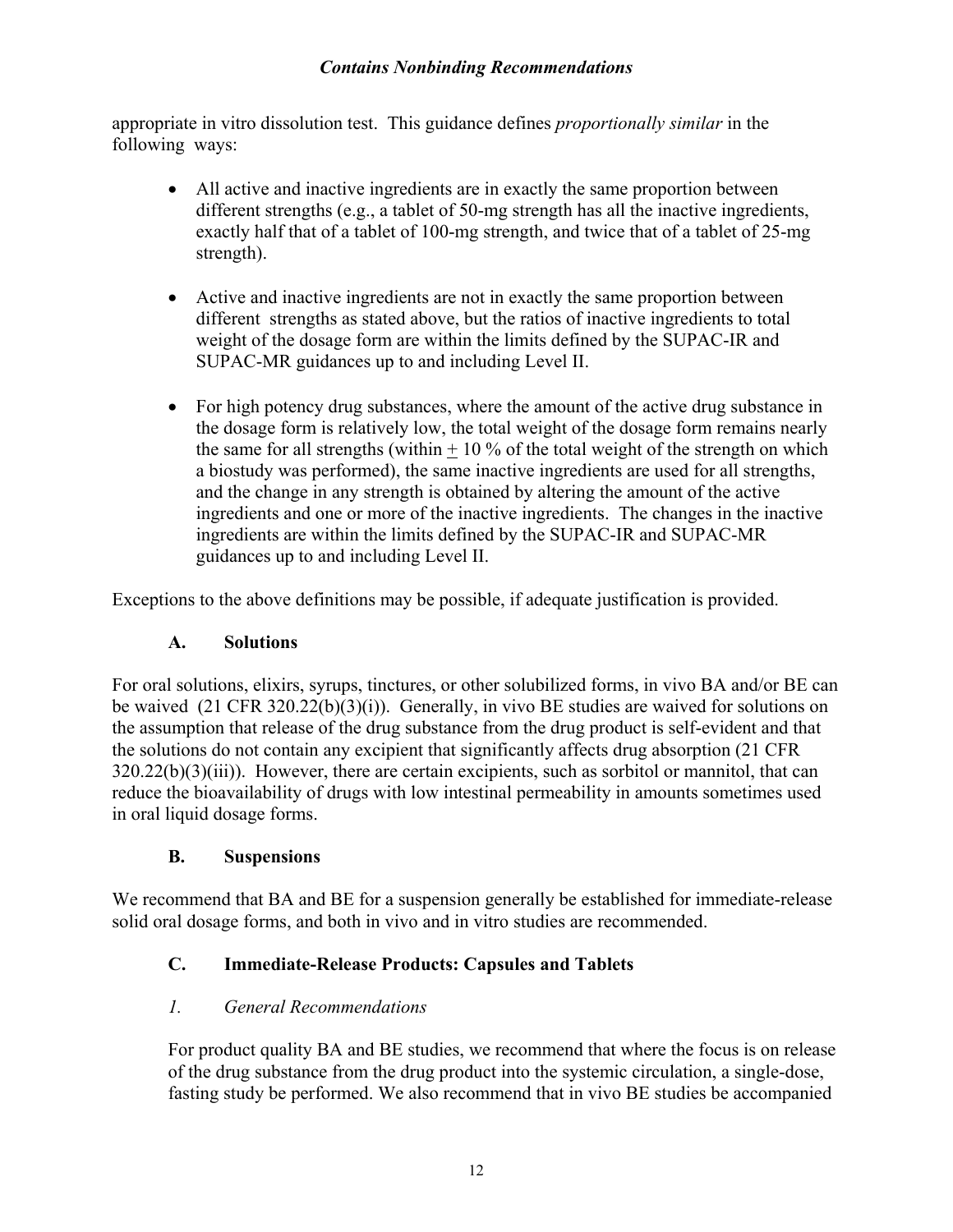appropriate in vitro dissolution test. This guidance defines *proportionally similar* in the following ways:

- All active and inactive ingredients are in exactly the same proportion between different strengths (e.g., a tablet of 50-mg strength has all the inactive ingredients, exactly half that of a tablet of 100-mg strength, and twice that of a tablet of 25-mg strength).

- Active and inactive ingredients are not in exactly the same proportion between different strengths as stated above, but the ratios of inactive ingredients to total weight of the dosage form are within the limits defined by the SUPAC-IR and SUPAC-MR guidances up to and including Level II.

- For high potency drug substances, where the amount of the active drug substance in the dosage form is relatively low, the total weight of the dosage form remains nearly the same for all strengths (within $\pm$ 10 % of the total weight of the strength on which a biostudy was performed), the same inactive ingredients are used for all strengths, and the change in any strength is obtained by altering the amount of the active ingredients and one or more of the inactive ingredients. The changes in the inactive ingredients are within the limits defined by the SUPAC-IR and SUPAC-MR guidances up to and including Level II.

Exceptions to the above definitions may be possible, if adequate justification is provided.

### A. Solutions

For oral solutions, elixirs, syrups, tinctures, or other solubilized forms, in vivo BA and/or BE can be waived (21 CFR 320.22(b)(3)(i)). Generally, in vivo BE studies are waived for solutions on the assumption that release of the drug substance from the drug product is self-evident and that the solutions do not contain any excipient that significantly affects drug absorption (21 CFR 320.22(b)(3)(iii)). However, there are certain excipients, such as sorbitol or mannitol, that can reduce the bioavailability of drugs with low intestinal permeability in amounts sometimes used in oral liquid dosage forms.

### B. Suspensions

We recommend that BA and BE for a suspension generally be established for immediate-release solid oral dosage forms, and both in vivo and in vitro studies are recommended.

### C. Immediate-Release Products: Capsules and Tablets

#### *1. General Recommendations*

For product quality BA and BE studies, we recommend that where the focus is on release of the drug substance from the drug product into the systemic circulation, a single-dose, fasting study be performed. We also recommend that in vivo BE studies be accompanied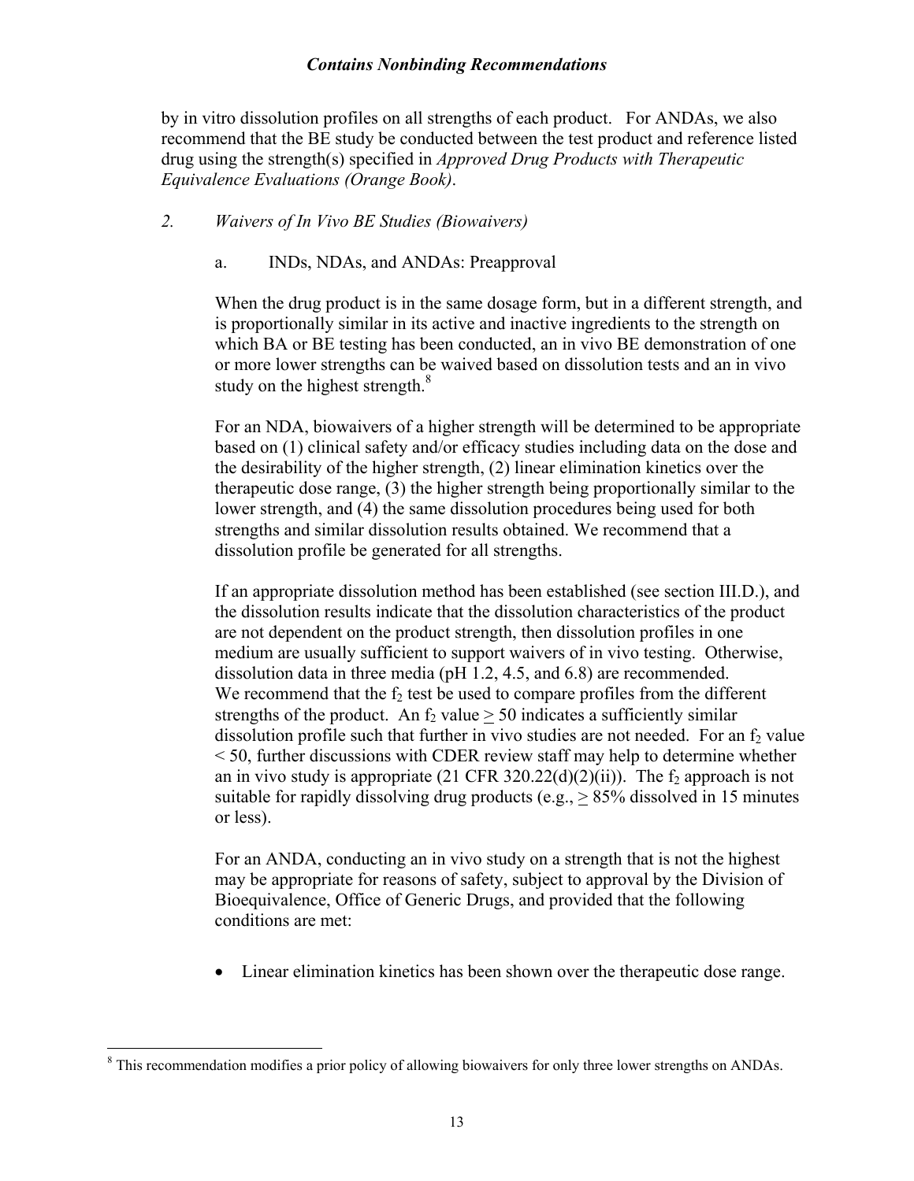by in vitro dissolution profiles on all strengths of each product. For ANDAs, we also recommend that the BE study be conducted between the test product and reference listed drug using the strength(s) specified in *Approved Drug Products with Therapeutic Equivalence Evaluations (Orange Book)*.

*2. Waivers of In Vivo BE Studies (Biowaivers)*

a. INDs, NDAs, and ANDAs: Preapproval

When the drug product is in the same dosage form, but in a different strength, and is proportionally similar in its active and inactive ingredients to the strength on which BA or BE testing has been conducted, an in vivo BE demonstration of one or more lower strengths can be waived based on dissolution tests and an in vivo study on the highest strength.[8]

For an NDA, biowaivers of a higher strength will be determined to be appropriate based on (1) clinical safety and/or efficacy studies including data on the dose and the desirability of the higher strength, (2) linear elimination kinetics over the therapeutic dose range, (3) the higher strength being proportionally similar to the lower strength, and (4) the same dissolution procedures being used for both strengths and similar dissolution results obtained. We recommend that a dissolution profile be generated for all strengths.

If an appropriate dissolution method has been established (see section III.D.), and the dissolution results indicate that the dissolution characteristics of the product are not dependent on the product strength, then dissolution profiles in one medium are usually sufficient to support waivers of in vivo testing. Otherwise, dissolution data in three media (pH 1.2, 4.5, and 6.8) are recommended. We recommend that the $f_2$ test be used to compare profiles from the different strengths of the product. An $f_2$ value $\geq 50$ indicates a sufficiently similar dissolution profile such that further in vivo studies are not needed. For an $f_2$ value $< 50$, further discussions with CDER review staff may help to determine whether an in vivo study is appropriate (21 CFR 320.22(d)(2)(ii)). The $f_2$ approach is not suitable for rapidly dissolving drug products (e.g., $\geq$ 85% dissolved in 15 minutes or less).

For an ANDA, conducting an in vivo study on a strength that is not the highest may be appropriate for reasons of safety, subject to approval by the Division of Bioequivalence, Office of Generic Drugs, and provided that the following conditions are met:

- Linear elimination kinetics has been shown over the therapeutic dose range.

[8] This recommendation modifies a prior policy of allowing biowaivers for only three lower strengths on ANDAs.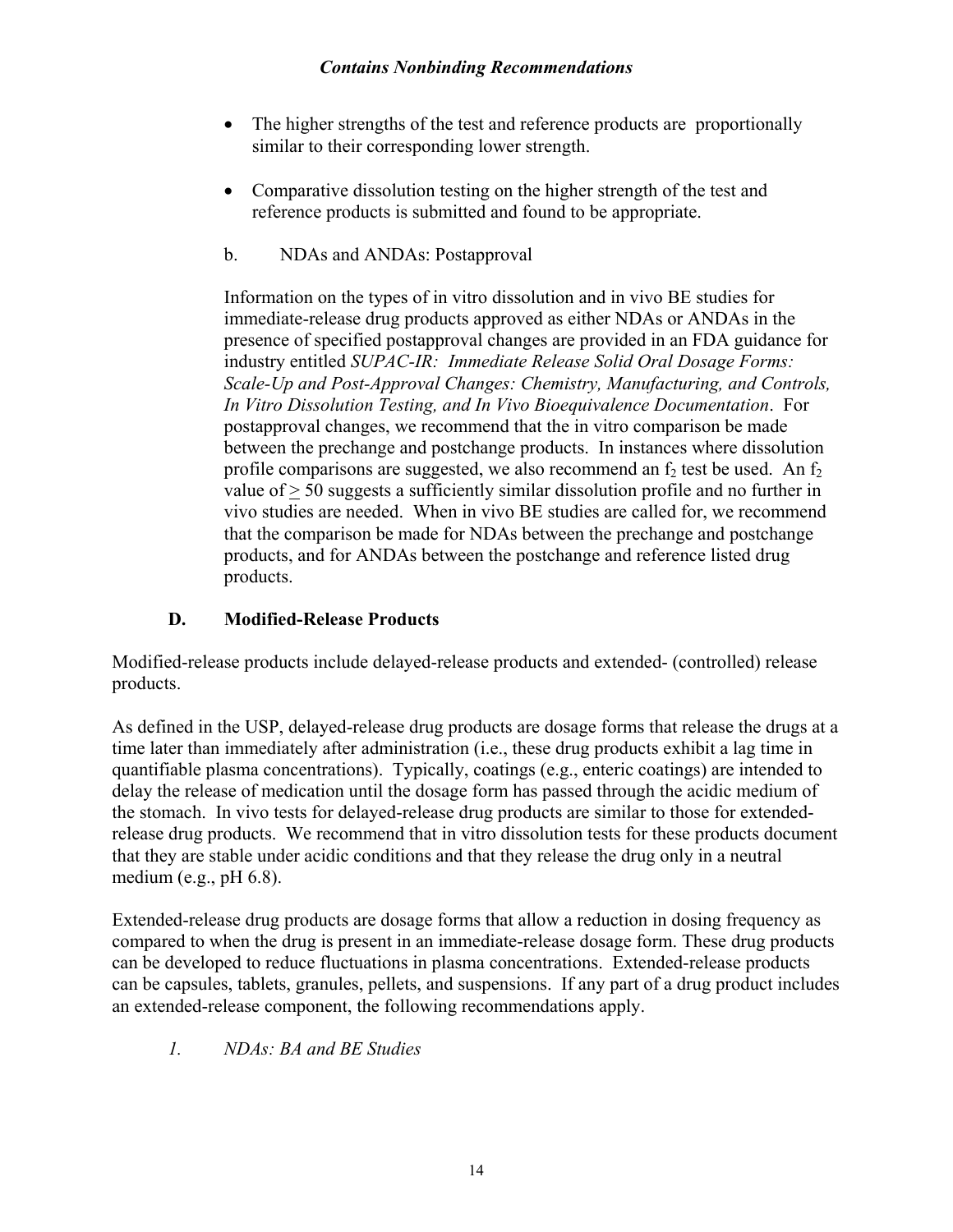- The higher strengths of the test and reference products are proportionally similar to their corresponding lower strength.

- Comparative dissolution testing on the higher strength of the test and reference products is submitted and found to be appropriate.

b. NDAs and ANDAs: Postapproval

Information on the types of in vitro dissolution and in vivo BE studies for immediate-release drug products approved as either NDAs or ANDAs in the presence of specified postapproval changes are provided in an FDA guidance for industry entitled *SUPAC-IR: Immediate Release Solid Oral Dosage Forms: Scale-Up and Post-Approval Changes: Chemistry, Manufacturing, and Controls, In Vitro Dissolution Testing, and In Vivo Bioequivalence Documentation*. For postapproval changes, we recommend that the in vitro comparison be made between the prechange and postchange products. In instances where dissolution profile comparisons are suggested, we also recommend an $f_2$ test be used. An $f_2$ value of $\geq 50$ suggests a sufficiently similar dissolution profile and no further in vivo studies are needed. When in vivo BE studies are called for, we recommend that the comparison be made for NDAs between the prechange and postchange products, and for ANDAs between the postchange and reference listed drug products.

### D. Modified-Release Products

Modified-release products include delayed-release products and extended- (controlled) release products.

As defined in the USP, delayed-release drug products are dosage forms that release the drugs at a time later than immediately after administration (i.e., these drug products exhibit a lag time in quantifiable plasma concentrations). Typically, coatings (e.g., enteric coatings) are intended to delay the release of medication until the dosage form has passed through the acidic medium of the stomach. In vivo tests for delayed-release drug products are similar to those for extended-release drug products. We recommend that in vitro dissolution tests for these products document that they are stable under acidic conditions and that they release the drug only in a neutral medium (e.g., pH 6.8).

Extended-release drug products are dosage forms that allow a reduction in dosing frequency as compared to when the drug is present in an immediate-release dosage form. These drug products can be developed to reduce fluctuations in plasma concentrations. Extended-release products can be capsules, tablets, granules, pellets, and suspensions. If any part of a drug product includes an extended-release component, the following recommendations apply.

#### *1. NDAs: BA and BE Studies*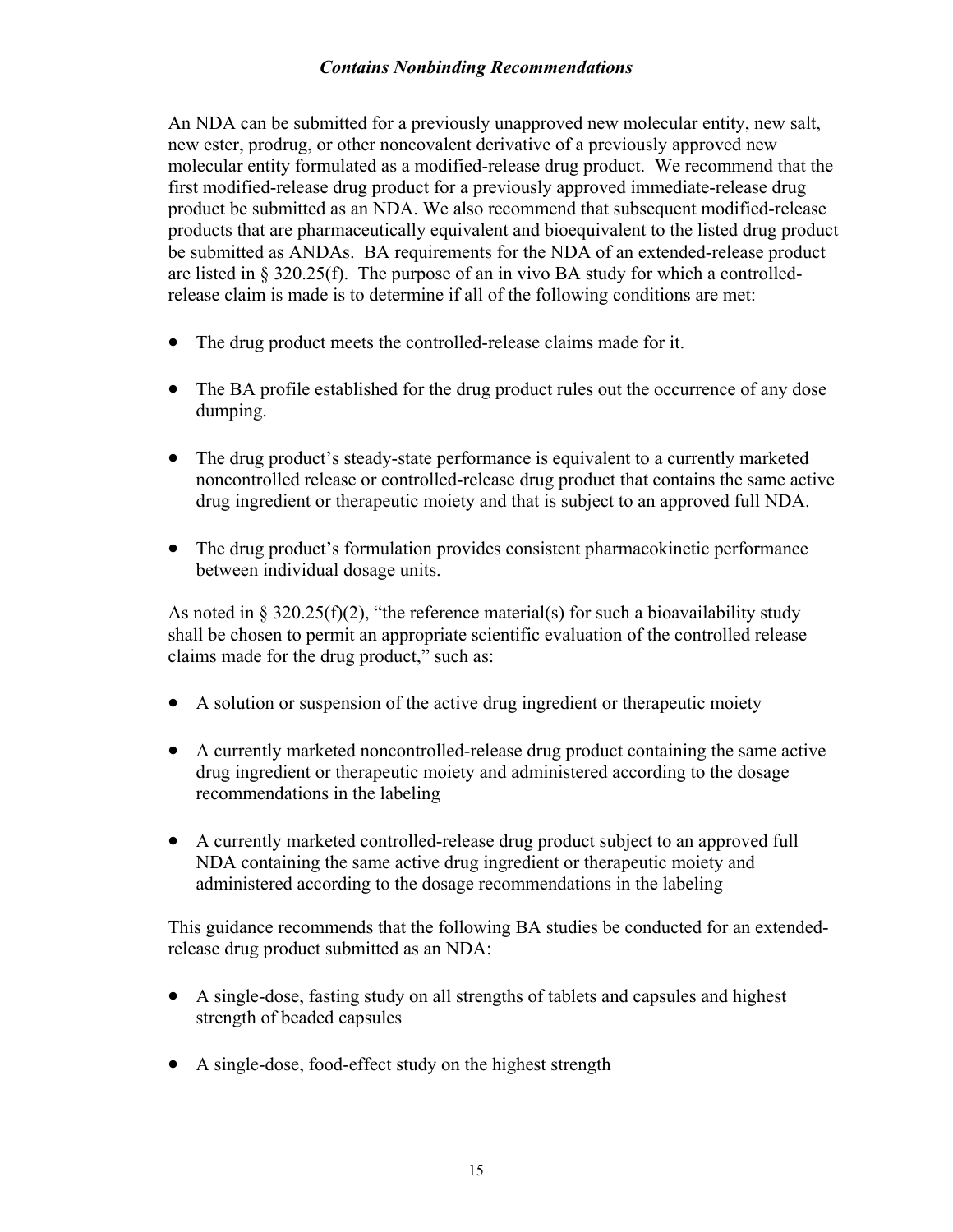An NDA can be submitted for a previously unapproved new molecular entity, new salt, new ester, prodrug, or other noncovalent derivative of a previously approved new molecular entity formulated as a modified-release drug product. We recommend that the first modified-release drug product for a previously approved immediate-release drug product be submitted as an NDA. We also recommend that subsequent modified-release products that are pharmaceutically equivalent and bioequivalent to the listed drug product be submitted as ANDAs. BA requirements for the NDA of an extended-release product are listed in § 320.25(f). The purpose of an in vivo BA study for which a controlled-release claim is made is to determine if all of the following conditions are met:

- The drug product meets the controlled-release claims made for it.
- The BA profile established for the drug product rules out the occurrence of any dose dumping.
- The drug product's steady-state performance is equivalent to a currently marketed noncontrolled release or controlled-release drug product that contains the same active drug ingredient or therapeutic moiety and that is subject to an approved full NDA.
- The drug product's formulation provides consistent pharmacokinetic performance between individual dosage units.

As noted in § 320.25(f)(2), "the reference material(s) for such a bioavailability study shall be chosen to permit an appropriate scientific evaluation of the controlled release claims made for the drug product," such as:

- A solution or suspension of the active drug ingredient or therapeutic moiety
- A currently marketed noncontrolled-release drug product containing the same active drug ingredient or therapeutic moiety and administered according to the dosage recommendations in the labeling
- A currently marketed controlled-release drug product subject to an approved full NDA containing the same active drug ingredient or therapeutic moiety and administered according to the dosage recommendations in the labeling

This guidance recommends that the following BA studies be conducted for an extended-release drug product submitted as an NDA:

- A single-dose, fasting study on all strengths of tablets and capsules and highest strength of beaded capsules
- A single-dose, food-effect study on the highest strength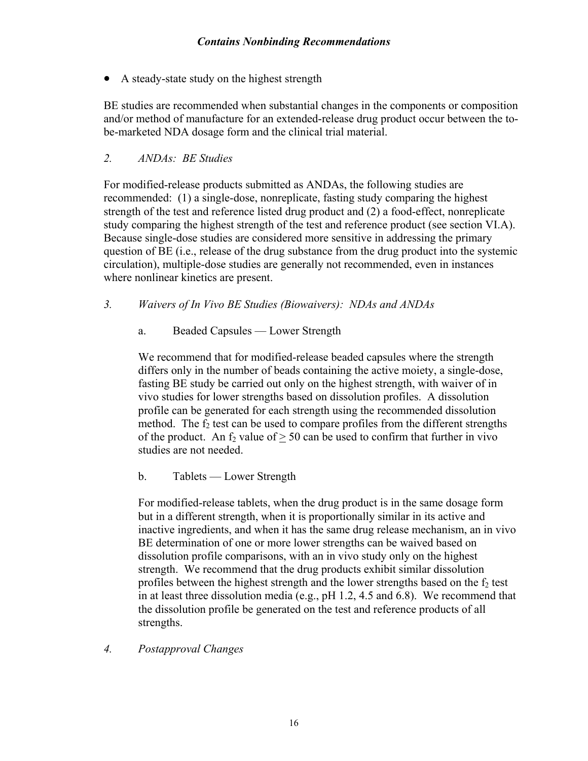- A steady-state study on the highest strength

BE studies are recommended when substantial changes in the components or composition and/or method of manufacture for an extended-release drug product occur between the to-be-marketed NDA dosage form and the clinical trial material.

### *2. ANDAs: BE Studies*

For modified-release products submitted as ANDAs, the following studies are recommended: (1) a single-dose, nonreplicate, fasting study comparing the highest strength of the test and reference listed drug product and (2) a food-effect, nonreplicate study comparing the highest strength of the test and reference product (see section VI.A). Because single-dose studies are considered more sensitive in addressing the primary question of BE (i.e., release of the drug substance from the drug product into the systemic circulation), multiple-dose studies are generally not recommended, even in instances where nonlinear kinetics are present.

### *3. Waivers of In Vivo BE Studies (Biowaivers): NDAs and ANDAs*

#### a. Beaded Capsules — Lower Strength

We recommend that for modified-release beaded capsules where the strength differs only in the number of beads containing the active moiety, a single-dose, fasting BE study be carried out only on the highest strength, with waiver of in vivo studies for lower strengths based on dissolution profiles. A dissolution profile can be generated for each strength using the recommended dissolution method. The $f_2$ test can be used to compare profiles from the different strengths of the product. An $f_2$ value of $\geq$ 50 can be used to confirm that further in vivo studies are not needed.

#### b. Tablets — Lower Strength

For modified-release tablets, when the drug product is in the same dosage form but in a different strength, when it is proportionally similar in its active and inactive ingredients, and when it has the same drug release mechanism, an in vivo BE determination of one or more lower strengths can be waived based on dissolution profile comparisons, with an in vivo study only on the highest strength. We recommend that the drug products exhibit similar dissolution profiles between the highest strength and the lower strengths based on the $f_2$ test in at least three dissolution media (e.g., pH 1.2, 4.5 and 6.8). We recommend that the dissolution profile be generated on the test and reference products of all strengths.

### *4. Postapproval Changes*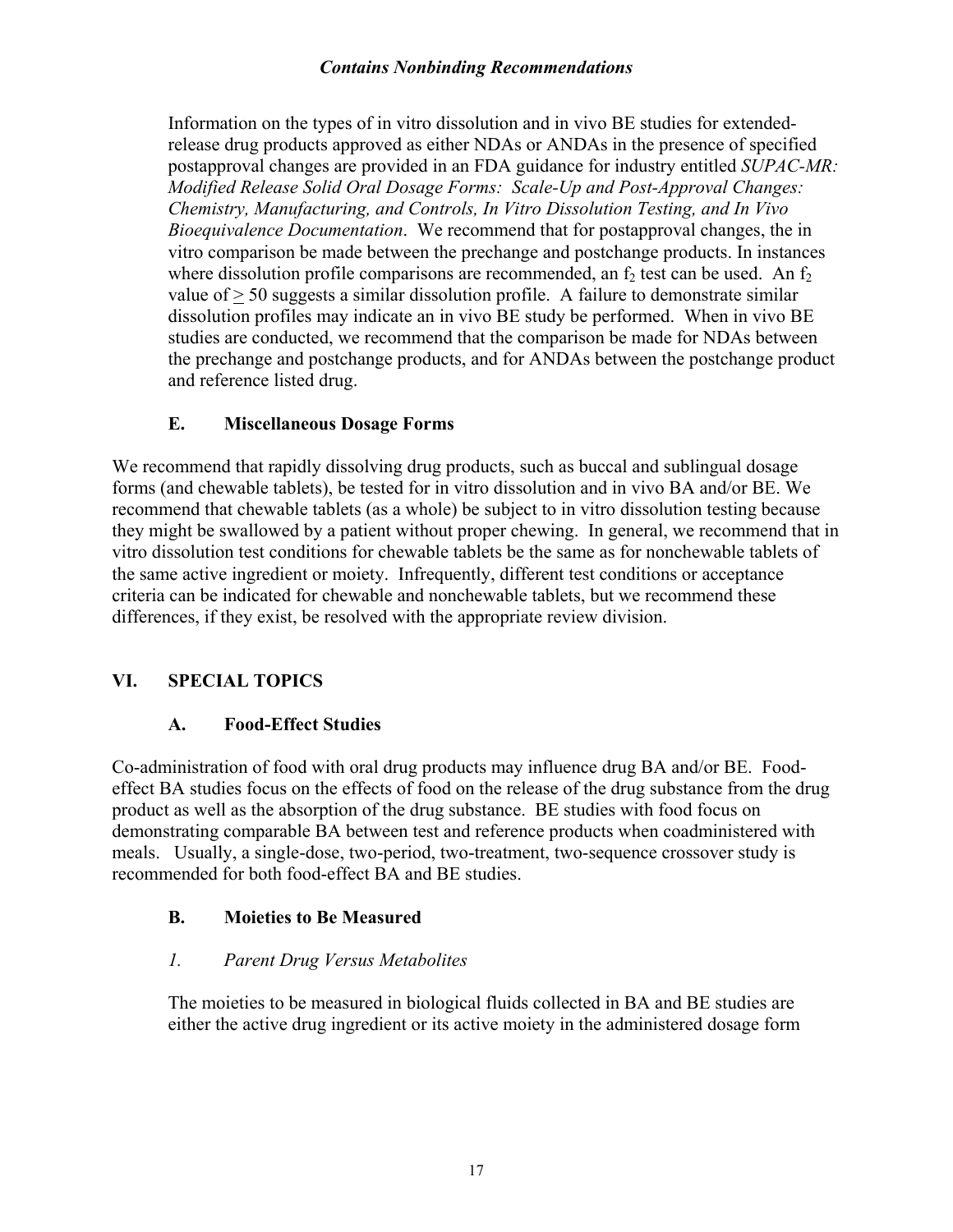Information on the types of in vitro dissolution and in vivo BE studies for extended-release drug products approved as either NDAs or ANDAs in the presence of specified postapproval changes are provided in an FDA guidance for industry entitled *SUPAC-MR: Modified Release Solid Oral Dosage Forms: Scale-Up and Post-Approval Changes: Chemistry, Manufacturing, and Controls, In Vitro Dissolution Testing, and In Vivo Bioequivalence Documentation*. We recommend that for postapproval changes, the in vitro comparison be made between the prechange and postchange products. In instances where dissolution profile comparisons are recommended, an $f_2$ test can be used. An $f_2$ value of $\geq$ 50 suggests a similar dissolution profile. A failure to demonstrate similar dissolution profiles may indicate an in vivo BE study be performed. When in vivo BE studies are conducted, we recommend that the comparison be made for NDAs between the prechange and postchange products, and for ANDAs between the postchange product and reference listed drug.

### E. Miscellaneous Dosage Forms

We recommend that rapidly dissolving drug products, such as buccal and sublingual dosage forms (and chewable tablets), be tested for in vitro dissolution and in vivo BA and/or BE. We recommend that chewable tablets (as a whole) be subject to in vitro dissolution testing because they might be swallowed by a patient without proper chewing. In general, we recommend that in vitro dissolution test conditions for chewable tablets be the same as for nonchewable tablets of the same active ingredient or moiety. Infrequently, different test conditions or acceptance criteria can be indicated for chewable and nonchewable tablets, but we recommend these differences, if they exist, be resolved with the appropriate review division.

## VI. SPECIAL TOPICS

### A. Food-Effect Studies

Co-administration of food with oral drug products may influence drug BA and/or BE. Food-effect BA studies focus on the effects of food on the release of the drug substance from the drug product as well as the absorption of the drug substance. BE studies with food focus on demonstrating comparable BA between test and reference products when coadministered with meals. Usually, a single-dose, two-period, two-treatment, two-sequence crossover study is recommended for both food-effect BA and BE studies.

### B. Moieties to Be Measured

#### *1. Parent Drug Versus Metabolites*

The moieties to be measured in biological fluids collected in BA and BE studies are either the active drug ingredient or its active moiety in the administered dosage form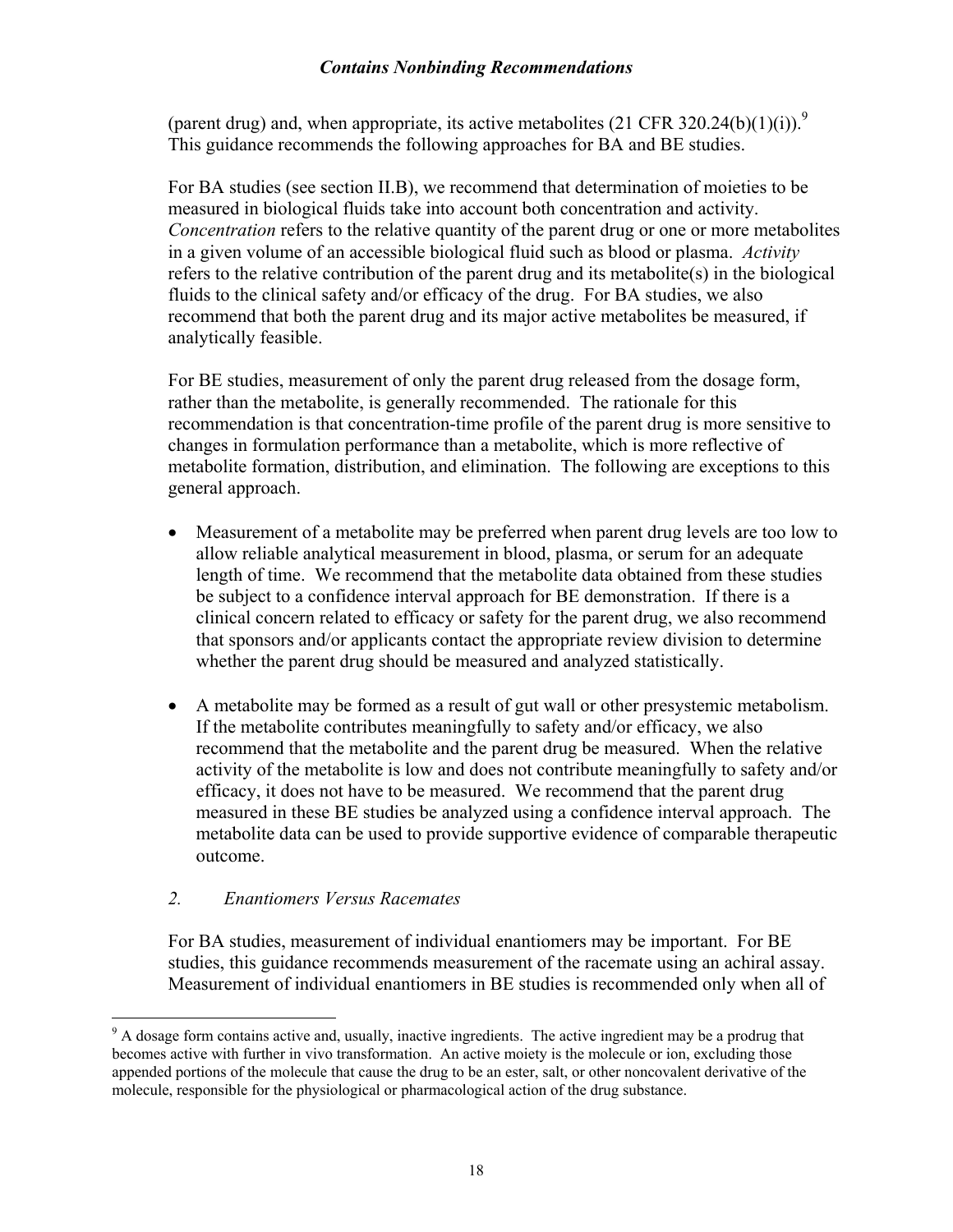(parent drug) and, when appropriate, its active metabolites (21 CFR 320.24(b)(1)(i)).[9] This guidance recommends the following approaches for BA and BE studies.

For BA studies (see section II.B), we recommend that determination of moieties to be measured in biological fluids take into account both concentration and activity. *Concentration* refers to the relative quantity of the parent drug or one or more metabolites in a given volume of an accessible biological fluid such as blood or plasma. *Activity* refers to the relative contribution of the parent drug and its metabolite(s) in the biological fluids to the clinical safety and/or efficacy of the drug. For BA studies, we also recommend that both the parent drug and its major active metabolites be measured, if analytically feasible.

For BE studies, measurement of only the parent drug released from the dosage form, rather than the metabolite, is generally recommended. The rationale for this recommendation is that concentration-time profile of the parent drug is more sensitive to changes in formulation performance than a metabolite, which is more reflective of metabolite formation, distribution, and elimination. The following are exceptions to this general approach.

- Measurement of a metabolite may be preferred when parent drug levels are too low to allow reliable analytical measurement in blood, plasma, or serum for an adequate length of time. We recommend that the metabolite data obtained from these studies be subject to a confidence interval approach for BE demonstration. If there is a clinical concern related to efficacy or safety for the parent drug, we also recommend that sponsors and/or applicants contact the appropriate review division to determine whether the parent drug should be measured and analyzed statistically.

- A metabolite may be formed as a result of gut wall or other presystemic metabolism. If the metabolite contributes meaningfully to safety and/or efficacy, we also recommend that the metabolite and the parent drug be measured. When the relative activity of the metabolite is low and does not contribute meaningfully to safety and/or efficacy, it does not have to be measured. We recommend that the parent drug measured in these BE studies be analyzed using a confidence interval approach. The metabolite data can be used to provide supportive evidence of comparable therapeutic outcome.

#### *2. Enantiomers Versus Racemates*

For BA studies, measurement of individual enantiomers may be important. For BE studies, this guidance recommends measurement of the racemate using an achiral assay. Measurement of individual enantiomers in BE studies is recommended only when all of

---

[9] A dosage form contains active and, usually, inactive ingredients. The active ingredient may be a prodrug that becomes active with further in vivo transformation. An active moiety is the molecule or ion, excluding those appended portions of the molecule that cause the drug to be an ester, salt, or other noncovalent derivative of the molecule, responsible for the physiological or pharmacological action of the drug substance.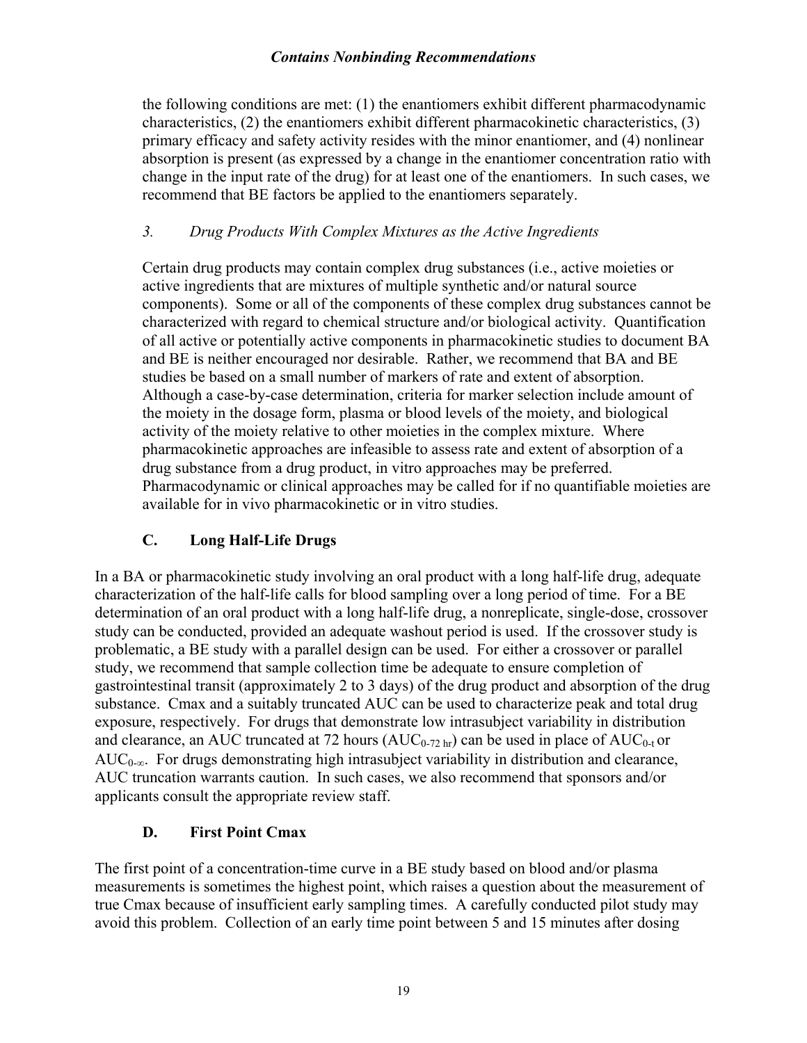the following conditions are met: (1) the enantiomers exhibit different pharmacodynamic characteristics, (2) the enantiomers exhibit different pharmacokinetic characteristics, (3) primary efficacy and safety activity resides with the minor enantiomer, and (4) nonlinear absorption is present (as expressed by a change in the enantiomer concentration ratio with change in the input rate of the drug) for at least one of the enantiomers. In such cases, we recommend that BE factors be applied to the enantiomers separately.

#### *3. Drug Products With Complex Mixtures as the Active Ingredients*

Certain drug products may contain complex drug substances (i.e., active moieties or active ingredients that are mixtures of multiple synthetic and/or natural source components). Some or all of the components of these complex drug substances cannot be characterized with regard to chemical structure and/or biological activity. Quantification of all active or potentially active components in pharmacokinetic studies to document BA and BE is neither encouraged nor desirable. Rather, we recommend that BA and BE studies be based on a small number of markers of rate and extent of absorption. Although a case-by-case determination, criteria for marker selection include amount of the moiety in the dosage form, plasma or blood levels of the moiety, and biological activity of the moiety relative to other moieties in the complex mixture. Where pharmacokinetic approaches are infeasible to assess rate and extent of absorption of a drug substance from a drug product, in vitro approaches may be preferred. Pharmacodynamic or clinical approaches may be called for if no quantifiable moieties are available for in vivo pharmacokinetic or in vitro studies.

### C. Long Half-Life Drugs

In a BA or pharmacokinetic study involving an oral product with a long half-life drug, adequate characterization of the half-life calls for blood sampling over a long period of time. For a BE determination of an oral product with a long half-life drug, a nonreplicate, single-dose, crossover study can be conducted, provided an adequate washout period is used. If the crossover study is problematic, a BE study with a parallel design can be used. For either a crossover or parallel study, we recommend that sample collection time be adequate to ensure completion of gastrointestinal transit (approximately 2 to 3 days) of the drug product and absorption of the drug substance. Cmax and a suitably truncated AUC can be used to characterize peak and total drug exposure, respectively. For drugs that demonstrate low intrasubject variability in distribution and clearance, an AUC truncated at 72 hours ($AUC_{0\text{-}72\,hr}$) can be used in place of $AUC_{0\text{-}t}$ or $AUC_{0\text{-}\infty}$. For drugs demonstrating high intrasubject variability in distribution and clearance, AUC truncation warrants caution. In such cases, we also recommend that sponsors and/or applicants consult the appropriate review staff.

### D. First Point Cmax

The first point of a concentration-time curve in a BE study based on blood and/or plasma measurements is sometimes the highest point, which raises a question about the measurement of true Cmax because of insufficient early sampling times. A carefully conducted pilot study may avoid this problem. Collection of an early time point between 5 and 15 minutes after dosing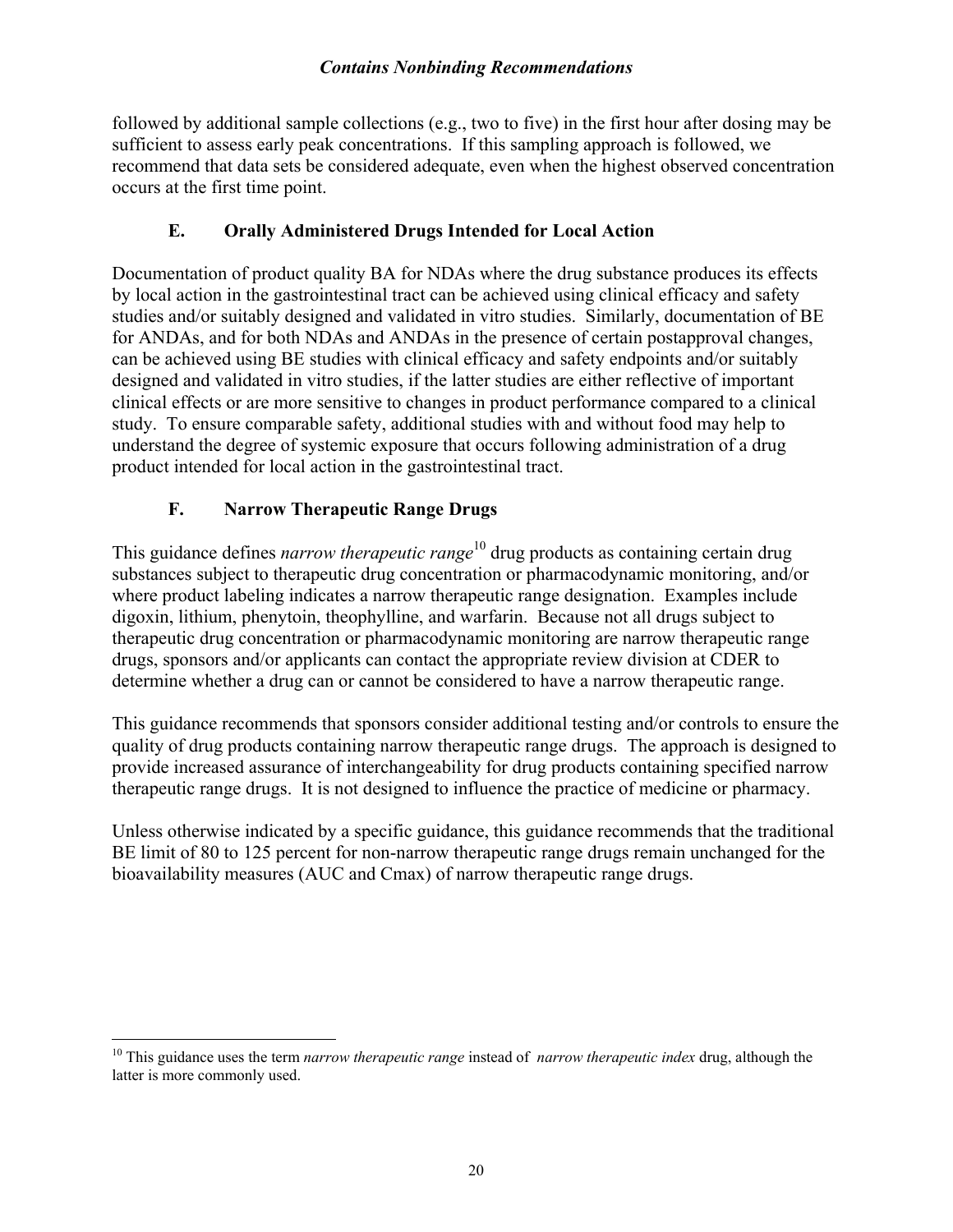followed by additional sample collections (e.g., two to five) in the first hour after dosing may be sufficient to assess early peak concentrations. If this sampling approach is followed, we recommend that data sets be considered adequate, even when the highest observed concentration occurs at the first time point.

### E. Orally Administered Drugs Intended for Local Action

Documentation of product quality BA for NDAs where the drug substance produces its effects by local action in the gastrointestinal tract can be achieved using clinical efficacy and safety studies and/or suitably designed and validated in vitro studies. Similarly, documentation of BE for ANDAs, and for both NDAs and ANDAs in the presence of certain postapproval changes, can be achieved using BE studies with clinical efficacy and safety endpoints and/or suitably designed and validated in vitro studies, if the latter studies are either reflective of important clinical effects or are more sensitive to changes in product performance compared to a clinical study. To ensure comparable safety, additional studies with and without food may help to understand the degree of systemic exposure that occurs following administration of a drug product intended for local action in the gastrointestinal tract.

### F. Narrow Therapeutic Range Drugs

This guidance defines *narrow therapeutic range*[10] drug products as containing certain drug substances subject to therapeutic drug concentration or pharmacodynamic monitoring, and/or where product labeling indicates a narrow therapeutic range designation. Examples include digoxin, lithium, phenytoin, theophylline, and warfarin. Because not all drugs subject to therapeutic drug concentration or pharmacodynamic monitoring are narrow therapeutic range drugs, sponsors and/or applicants can contact the appropriate review division at CDER to determine whether a drug can or cannot be considered to have a narrow therapeutic range.

This guidance recommends that sponsors consider additional testing and/or controls to ensure the quality of drug products containing narrow therapeutic range drugs. The approach is designed to provide increased assurance of interchangeability for drug products containing specified narrow therapeutic range drugs. It is not designed to influence the practice of medicine or pharmacy.

Unless otherwise indicated by a specific guidance, this guidance recommends that the traditional BE limit of 80 to 125 percent for non-narrow therapeutic range drugs remain unchanged for the bioavailability measures (AUC and Cmax) of narrow therapeutic range drugs.

---

[10] This guidance uses the term *narrow therapeutic range* instead of *narrow therapeutic index* drug, although the latter is more commonly used.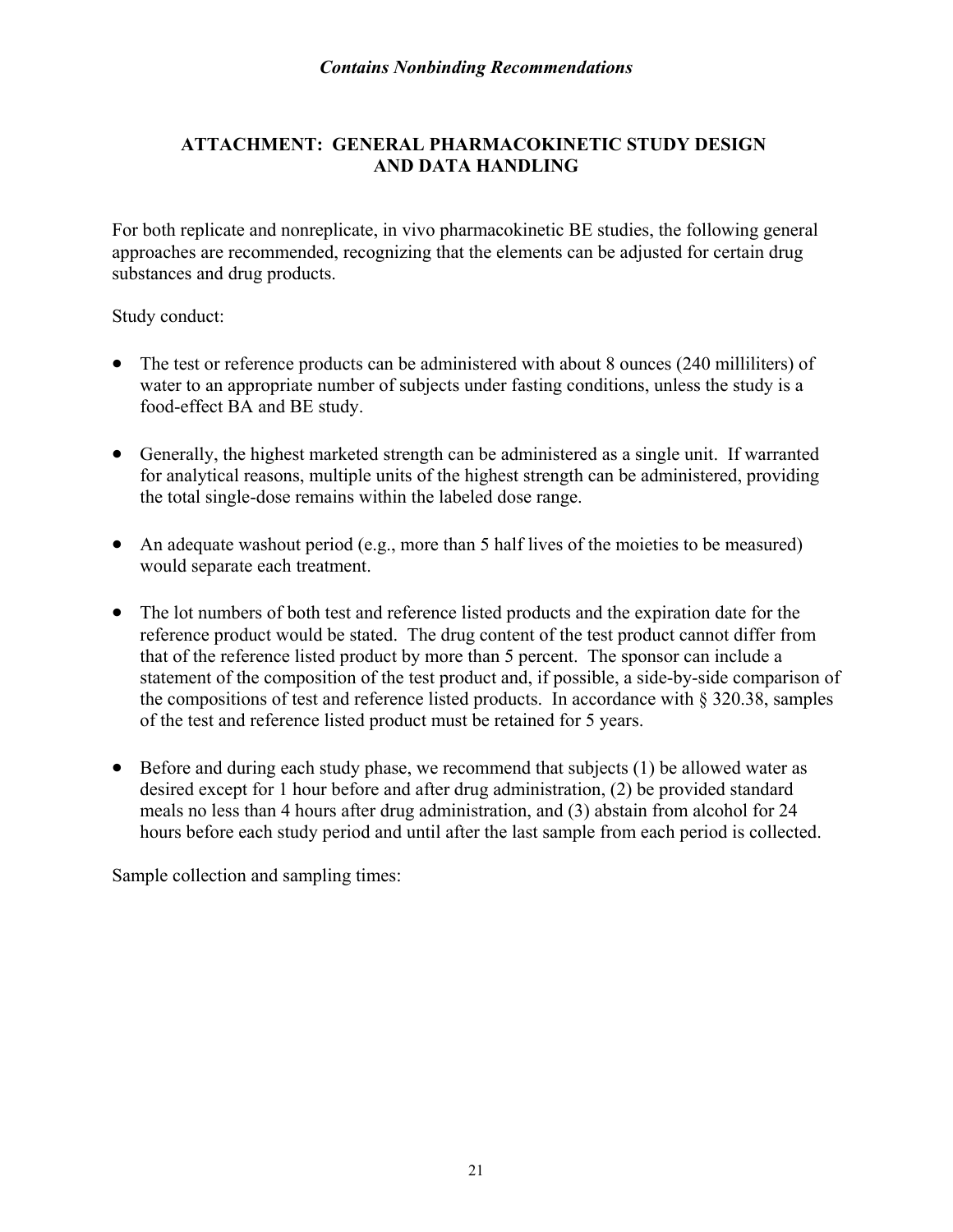## ATTACHMENT: GENERAL PHARMACOKINETIC STUDY DESIGN AND DATA HANDLING

For both replicate and nonreplicate, in vivo pharmacokinetic BE studies, the following general approaches are recommended, recognizing that the elements can be adjusted for certain drug substances and drug products.

Study conduct:

- The test or reference products can be administered with about 8 ounces (240 milliliters) of water to an appropriate number of subjects under fasting conditions, unless the study is a food-effect BA and BE study.
- Generally, the highest marketed strength can be administered as a single unit. If warranted for analytical reasons, multiple units of the highest strength can be administered, providing the total single-dose remains within the labeled dose range.
- An adequate washout period (e.g., more than 5 half lives of the moieties to be measured) would separate each treatment.
- The lot numbers of both test and reference listed products and the expiration date for the reference product would be stated. The drug content of the test product cannot differ from that of the reference listed product by more than 5 percent. The sponsor can include a statement of the composition of the test product and, if possible, a side-by-side comparison of the compositions of test and reference listed products. In accordance with § 320.38, samples of the test and reference listed product must be retained for 5 years.
- Before and during each study phase, we recommend that subjects (1) be allowed water as desired except for 1 hour before and after drug administration, (2) be provided standard meals no less than 4 hours after drug administration, and (3) abstain from alcohol for 24 hours before each study period and until after the last sample from each period is collected.

Sample collection and sampling times: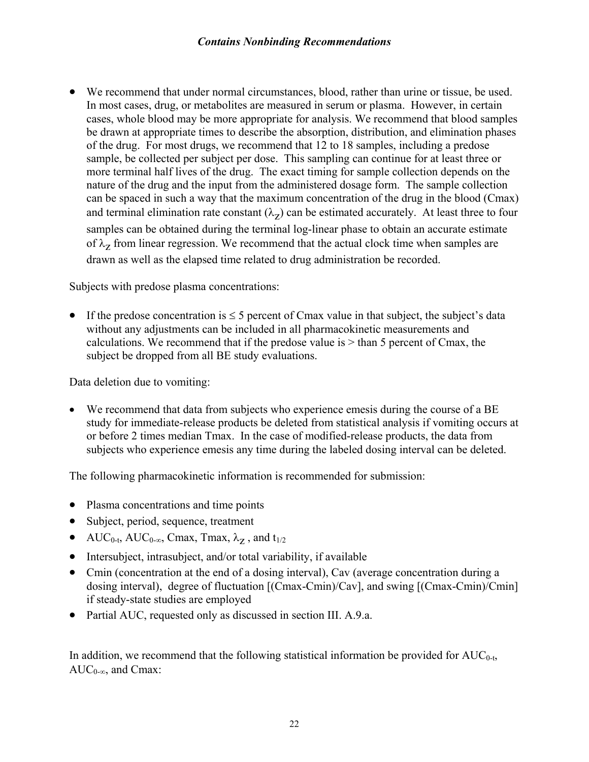- We recommend that under normal circumstances, blood, rather than urine or tissue, be used. In most cases, drug, or metabolites are measured in serum or plasma. However, in certain cases, whole blood may be more appropriate for analysis. We recommend that blood samples be drawn at appropriate times to describe the absorption, distribution, and elimination phases of the drug. For most drugs, we recommend that 12 to 18 samples, including a predose sample, be collected per subject per dose. This sampling can continue for at least three or more terminal half lives of the drug. The exact timing for sample collection depends on the nature of the drug and the input from the administered dosage form. The sample collection can be spaced in such a way that the maximum concentration of the drug in the blood (Cmax) and terminal elimination rate constant ($\lambda_Z$) can be estimated accurately. At least three to four samples can be obtained during the terminal log-linear phase to obtain an accurate estimate of $\lambda_Z$ from linear regression. We recommend that the actual clock time when samples are drawn as well as the elapsed time related to drug administration be recorded.

Subjects with predose plasma concentrations:

- If the predose concentration is $\leq$ 5 percent of Cmax value in that subject, the subject's data without any adjustments can be included in all pharmacokinetic measurements and calculations. We recommend that if the predose value is > than 5 percent of Cmax, the subject be dropped from all BE study evaluations.

Data deletion due to vomiting:

- We recommend that data from subjects who experience emesis during the course of a BE study for immediate-release products be deleted from statistical analysis if vomiting occurs at or before 2 times median Tmax. In the case of modified-release products, the data from subjects who experience emesis any time during the labeled dosing interval can be deleted.

The following pharmacokinetic information is recommended for submission:

- Plasma concentrations and time points
- Subject, period, sequence, treatment
- $AUC_{0-t}$, $AUC_{0-\infty}$, Cmax, Tmax, $\lambda_Z$, and $t_{1/2}$
- Intersubject, intrasubject, and/or total variability, if available
- Cmin (concentration at the end of a dosing interval), Cav (average concentration during a dosing interval), degree of fluctuation [(Cmax-Cmin)/Cav], and swing [(Cmax-Cmin)/Cmin] if steady-state studies are employed
- Partial AUC, requested only as discussed in section III. A.9.a.

In addition, we recommend that the following statistical information be provided for $AUC_{0-t}$, $AUC_{0-\infty}$, and Cmax: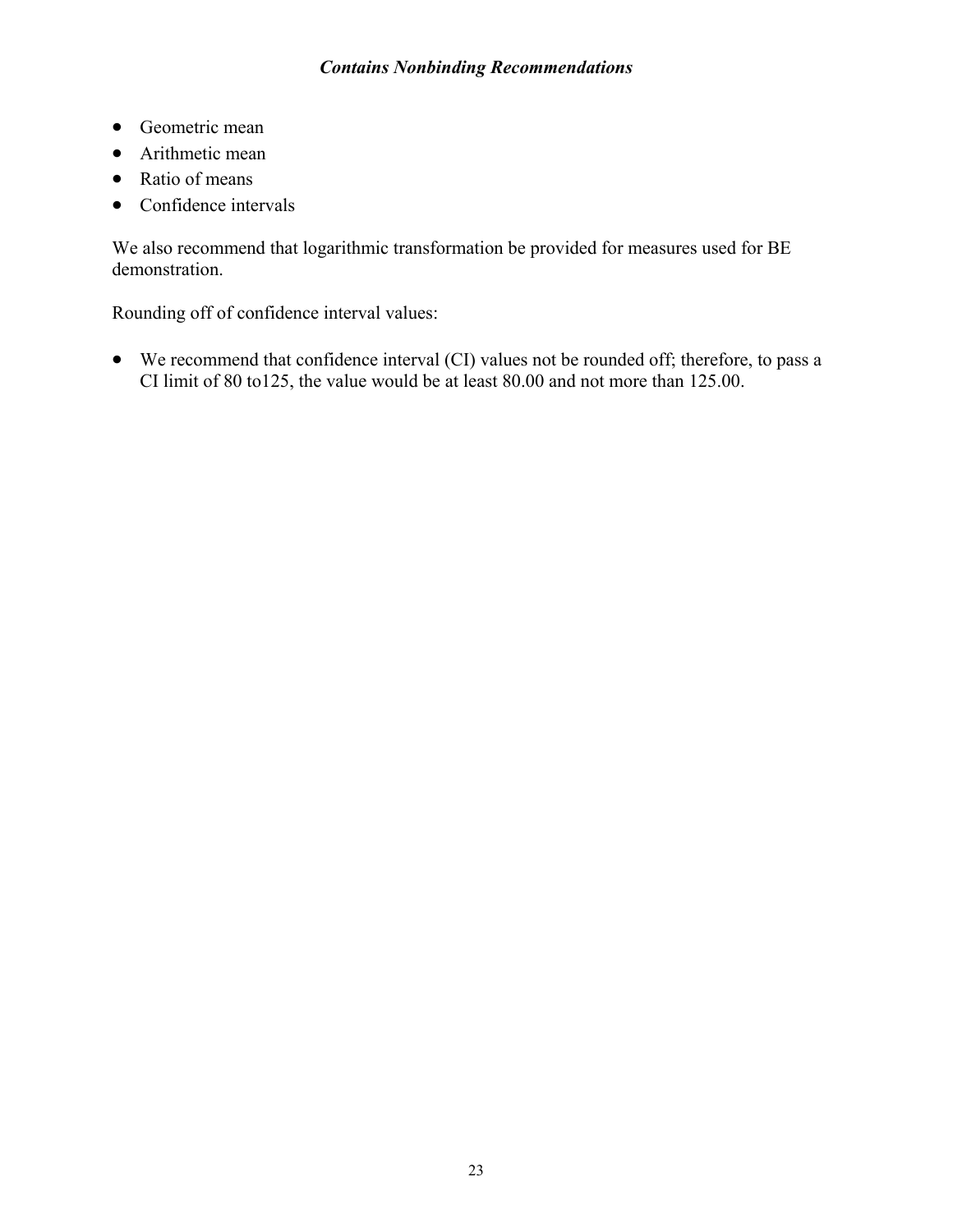- Geometric mean
- Arithmetic mean
- Ratio of means
- Confidence intervals

We also recommend that logarithmic transformation be provided for measures used for BE demonstration.

Rounding off of confidence interval values:

- We recommend that confidence interval (CI) values not be rounded off; therefore, to pass a CI limit of 80 to125, the value would be at least 80.00 and not more than 125.00.